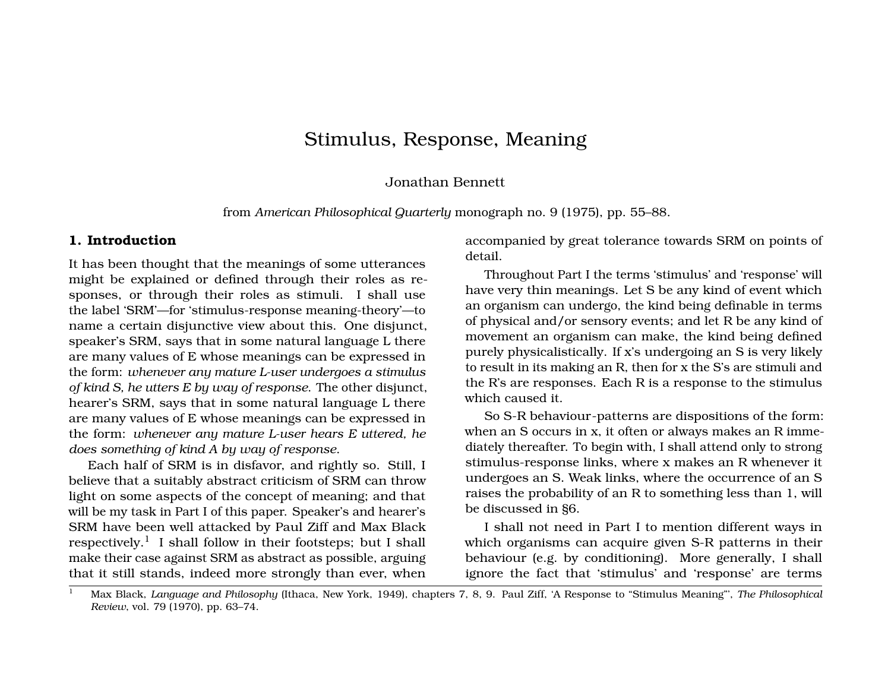# Stimulus, Response, Meaning

Jonathan Bennett

from *American Philosophical Quarterly* monograph no. 9 (1975), pp. 55–88.

## 1. Introduction

It has been thought that the meanings of some utterances might be explained or defined through their roles as responses, or through their roles as stimuli. I shall use the label 'SRM'—for 'stimulus-response meaning-theory'—to name a certain disjunctive view about this. One disjunct, speaker's SRM, says that in some natural language L there are many values of E whose meanings can be expressed in the form: *whenever any mature L-user undergoes a stimulus of kind S, he utters E by way of response*. The other disjunct, hearer's SRM, says that in some natural language L there are many values of E whose meanings can be expressed in the form: *whenever any mature L-user hears E uttered, he does something of kind A by way of response*.

Each half of SRM is in disfavor, and rightly so. Still, I believe that a suitably abstract criticism of SRM can throw light on some aspects of the concept of meaning; and that will be my task in Part I of this paper. Speaker's and hearer's SRM have been well attacked by Paul Ziff and Max Black respectively.[1] I shall follow in their footsteps; but I shall make their case against SRM as abstract as possible, arguing that it still stands, indeed more strongly than ever, when accompanied by great tolerance towards SRM on points of detail.

Throughout Part I the terms 'stimulus' and 'response' will have very thin meanings. Let S be any kind of event which an organism can undergo, the kind being definable in terms of physical and/or sensory events; and let R be any kind of movement an organism can make, the kind being defined purely physicalistically. If x's undergoing an S is very likely to result in its making an R, then for x the S's are stimuli and the R's are responses. Each R is a response to the stimulus which caused it.

So S-R behaviour-patterns are dispositions of the form: when an S occurs in x, it often or always makes an R immediately thereafter. To begin with, I shall attend only to strong stimulus-response links, where x makes an R whenever it undergoes an S. Weak links, where the occurrence of an S raises the probability of an R to something less than 1, will be discussed in §6.

I shall not need in Part I to mention different ways in which organisms can acquire given S-R patterns in their behaviour (e.g. by conditioning). More generally, I shall ignore the fact that 'stimulus' and 'response' are terms

---

[1] Max Black, *Language and Philosophy* (Ithaca, New York, 1949), chapters 7, 8, 9. Paul Ziff, 'A Response to "Stimulus Meaning"', *The Philosophical Review*, vol. 79 (1970), pp. 63–74.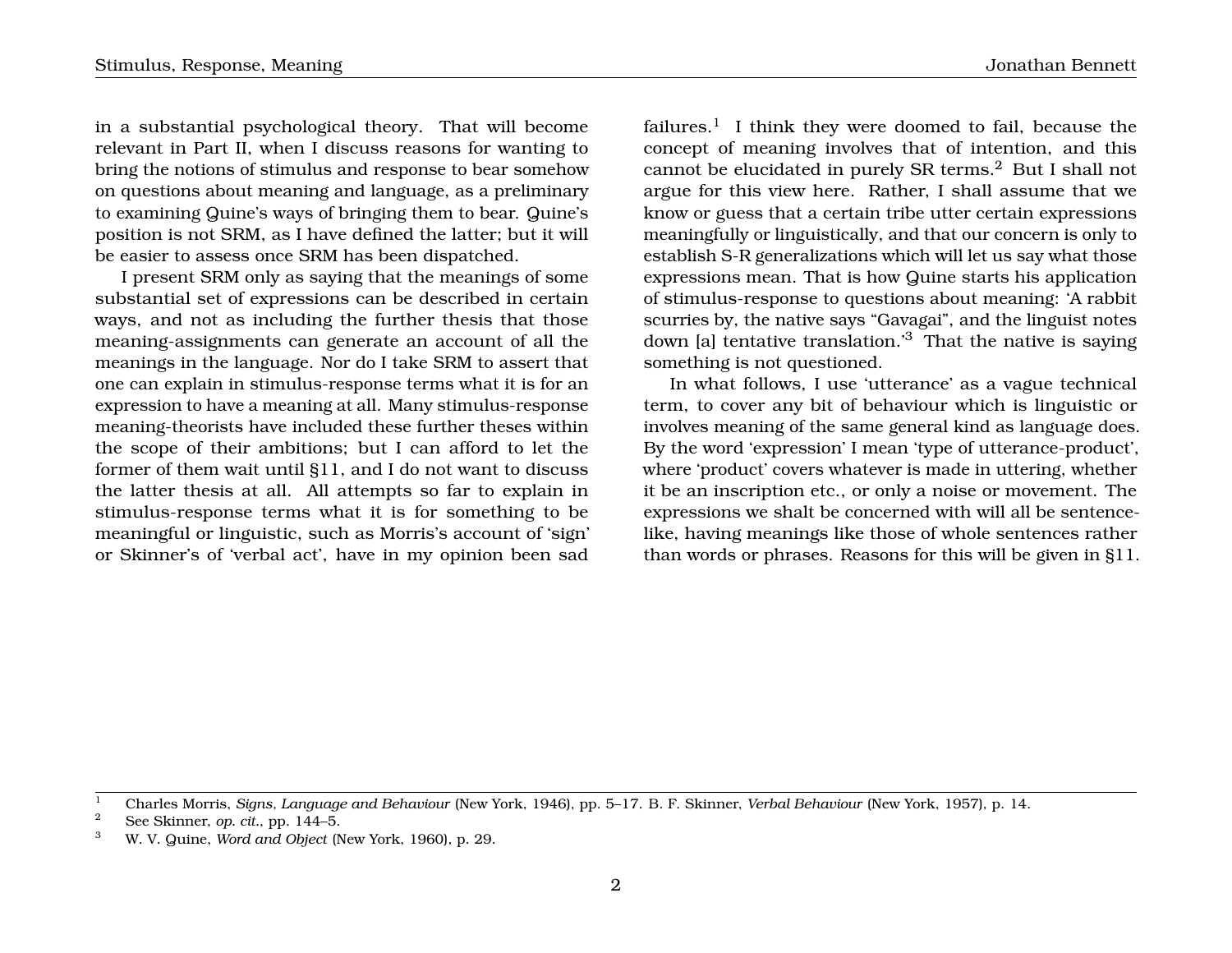in a substantial psychological theory. That will become relevant in Part II, when I discuss reasons for wanting to bring the notions of stimulus and response to bear somehow on questions about meaning and language, as a preliminary to examining Quine's ways of bringing them to bear. Quine's position is not SRM, as I have defined the latter; but it will be easier to assess once SRM has been dispatched.

I present SRM only as saying that the meanings of some substantial set of expressions can be described in certain ways, and not as including the further thesis that those meaning-assignments can generate an account of all the meanings in the language. Nor do I take SRM to assert that one can explain in stimulus-response terms what it is for an expression to have a meaning at all. Many stimulus-response meaning-theorists have included these further theses within the scope of their ambitions; but I can afford to let the former of them wait until §11, and I do not want to discuss the latter thesis at all. All attempts so far to explain in stimulus-response terms what it is for something to be meaningful or linguistic, such as Morris's account of 'sign' or Skinner's of 'verbal act', have in my opinion been sad failures.[1] I think they were doomed to fail, because the concept of meaning involves that of intention, and this cannot be elucidated in purely SR terms.[2] But I shall not argue for this view here. Rather, I shall assume that we know or guess that a certain tribe utter certain expressions meaningfully or linguistically, and that our concern is only to establish S-R generalizations which will let us say what those expressions mean. That is how Quine starts his application of stimulus-response to questions about meaning: 'A rabbit scurries by, the native says "Gavagai", and the linguist notes down [a] tentative translation.'[3] That the native is saying something is not questioned.

In what follows, I use 'utterance' as a vague technical term, to cover any bit of behaviour which is linguistic or involves meaning of the same general kind as language does. By the word 'expression' I mean 'type of utterance-product', where 'product' covers whatever is made in uttering, whether it be an inscription etc., or only a noise or movement. The expressions we shalt be concerned with will all be sentence-like, having meanings like those of whole sentences rather than words or phrases. Reasons for this will be given in §11.

[1] Charles Morris, *Signs, Language and Behaviour* (New York, 1946), pp. 5–17. B. F. Skinner, *Verbal Behaviour* (New York, 1957), p. 14.

[2] See Skinner, *op. cit.*, pp. 144–5.

[3] W. V. Quine, *Word and Object* (New York, 1960), p. 29.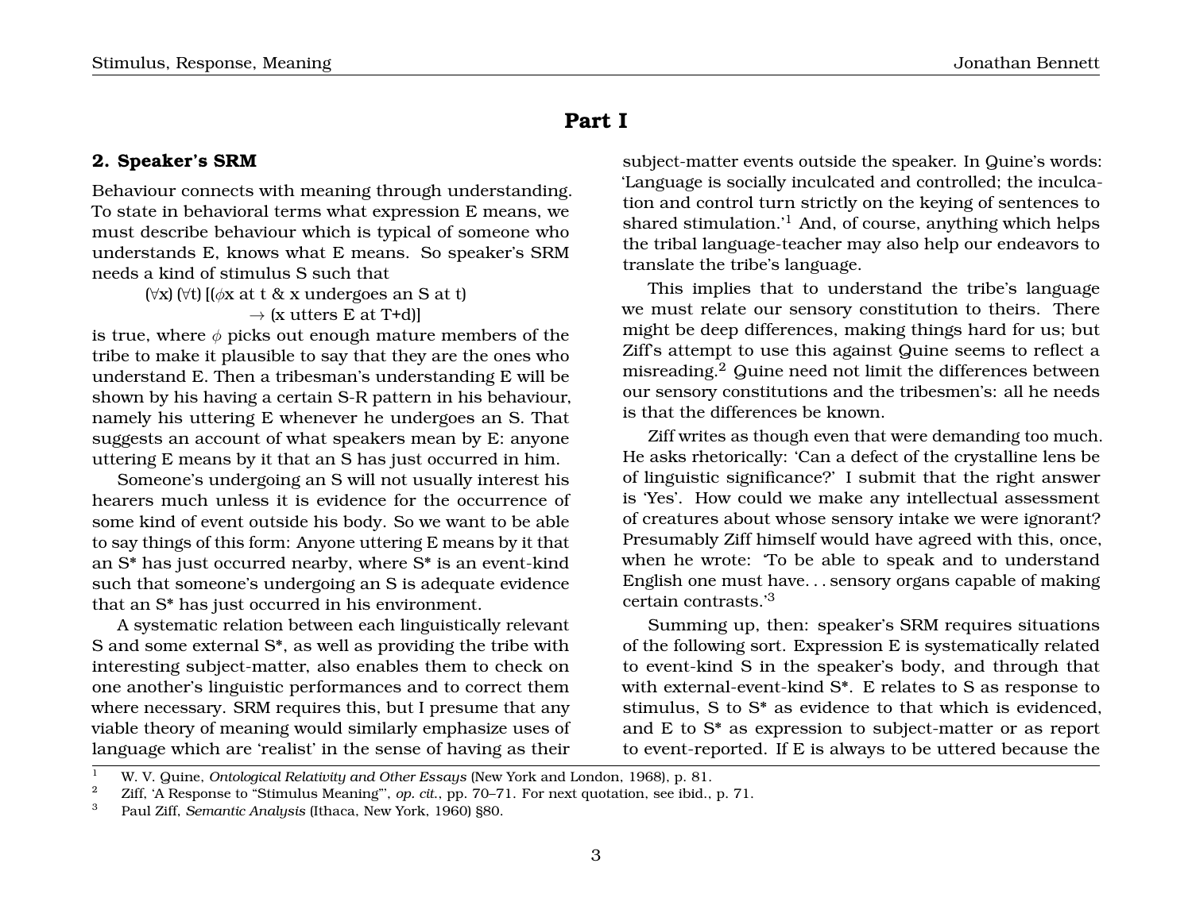# Part I

## 2. Speaker's SRM

Behaviour connects with meaning through understanding. To state in behavioral terms what expression E means, we must describe behaviour which is typical of someone who understands E, knows what E means. So speaker's SRM needs a kind of stimulus S such that

$$(\forall x)\ (\forall t)\ [(\phi x \text{ at } t \ \&\ x \text{ undergoes an S at } t) \rightarrow (x \text{ utters E at T+d})]$$

is true, where $\phi$ picks out enough mature members of the tribe to make it plausible to say that they are the ones who understand E. Then a tribesman's understanding E will be shown by his having a certain S-R pattern in his behaviour, namely his uttering E whenever he undergoes an S. That suggests an account of what speakers mean by E: anyone uttering E means by it that an S has just occurred in him.

Someone's undergoing an S will not usually interest his hearers much unless it is evidence for the occurrence of some kind of event outside his body. So we want to be able to say things of this form: Anyone uttering E means by it that an S* has just occurred nearby, where S* is an event-kind such that someone's undergoing an S is adequate evidence that an S* has just occurred in his environment.

A systematic relation between each linguistically relevant S and some external S*, as well as providing the tribe with interesting subject-matter, also enables them to check on one another's linguistic performances and to correct them where necessary. SRM requires this, but I presume that any viable theory of meaning would similarly emphasize uses of language which are 'realist' in the sense of having as their subject-matter events outside the speaker. In Quine's words: 'Language is socially inculcated and controlled; the inculcation and control turn strictly on the keying of sentences to shared stimulation.'[1] And, of course, anything which helps the tribal language-teacher may also help our endeavors to translate the tribe's language.

This implies that to understand the tribe's language we must relate our sensory constitution to theirs. There might be deep differences, making things hard for us; but Ziff's attempt to use this against Quine seems to reflect a misreading.[2] Quine need not limit the differences between our sensory constitutions and the tribesmen's: all he needs is that the differences be known.

Ziff writes as though even that were demanding too much. He asks rhetorically: 'Can a defect of the crystalline lens be of linguistic significance?' I submit that the right answer is 'Yes'. How could we make any intellectual assessment of creatures about whose sensory intake we were ignorant? Presumably Ziff himself would have agreed with this, once, when he wrote: 'To be able to speak and to understand English one must have. . . sensory organs capable of making certain contrasts.'[3]

Summing up, then: speaker's SRM requires situations of the following sort. Expression E is systematically related to event-kind S in the speaker's body, and through that with external-event-kind S*. E relates to S as response to stimulus, S to S* as evidence to that which is evidenced, and E to S* as expression to subject-matter or as report to event-reported. If E is always to be uttered because the

---

[1] W. V. Quine, *Ontological Relativity and Other Essays* (New York and London, 1968), p. 81.

[2] Ziff, 'A Response to "Stimulus Meaning"', *op. cit.*, pp. 70–71. For next quotation, see ibid., p. 71.

[3] Paul Ziff, *Semantic Analysis* (Ithaca, New York, 1960) §80.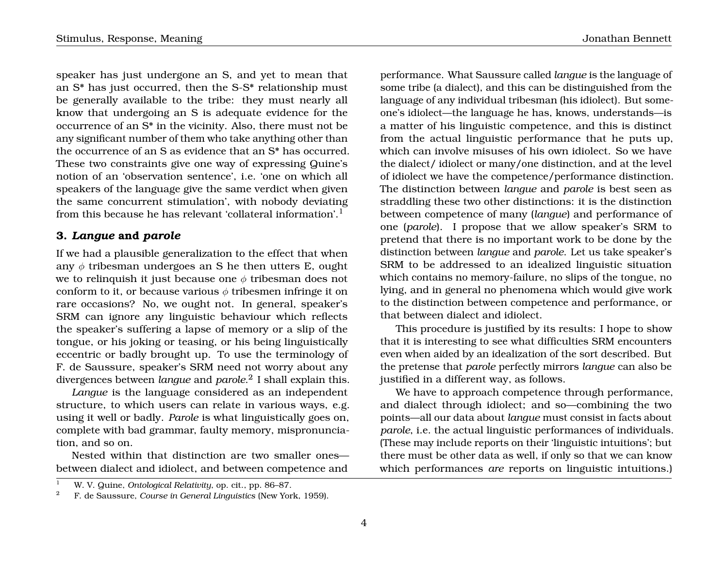speaker has just undergone an S, and yet to mean that an S* has just occurred, then the S-S* relationship must be generally available to the tribe: they must nearly all know that undergoing an S is adequate evidence for the occurrence of an S* in the vicinity. Also, there must not be any significant number of them who take anything other than the occurrence of an S as evidence that an S* has occurred. These two constraints give one way of expressing Quine's notion of an 'observation sentence', i.e. 'one on which all speakers of the language give the same verdict when given the same concurrent stimulation', with nobody deviating from this because he has relevant 'collateral information'.[1]

## 3. *Langue* and *parole*

If we had a plausible generalization to the effect that when any $\phi$ tribesman undergoes an S he then utters E, ought we to relinquish it just because one $\phi$ tribesman does not conform to it, or because various $\phi$ tribesmen infringe it on rare occasions? No, we ought not. In general, speaker's SRM can ignore any linguistic behaviour which reflects the speaker's suffering a lapse of memory or a slip of the tongue, or his joking or teasing, or his being linguistically eccentric or badly brought up. To use the terminology of F. de Saussure, speaker's SRM need not worry about any divergences between *langue* and *parole*.[2] I shall explain this.

*Langue* is the language considered as an independent structure, to which users can relate in various ways, e.g. using it well or badly. *Parole* is what linguistically goes on, complete with bad grammar, faulty memory, mispronunciation, and so on.

Nested within that distinction are two smaller ones—between dialect and idiolect, and between competence and performance. What Saussure called *langue* is the language of some tribe (a dialect), and this can be distinguished from the language of any individual tribesman (his idiolect). But someone's idiolect—the language he has, knows, understands—is a matter of his linguistic competence, and this is distinct from the actual linguistic performance that he puts up, which can involve misuses of his own idiolect. So we have the dialect/ idiolect or many/one distinction, and at the level of idiolect we have the competence/performance distinction. The distinction between *langue* and *parole* is best seen as straddling these two other distinctions: it is the distinction between competence of many (*langue*) and performance of one (*parole*). I propose that we allow speaker's SRM to pretend that there is no important work to be done by the distinction between *langue* and *parole*. Let us take speaker's SRM to be addressed to an idealized linguistic situation which contains no memory-failure, no slips of the tongue, no lying, and in general no phenomena which would give work to the distinction between competence and performance, or that between dialect and idiolect.

This procedure is justified by its results: I hope to show that it is interesting to see what difficulties SRM encounters even when aided by an idealization of the sort described. But the pretense that *parole* perfectly mirrors *langue* can also be justified in a different way, as follows.

We have to approach competence through performance, and dialect through idiolect; and so—combining the two points—all our data about *langue* must consist in facts about *parole*, i.e. the actual linguistic performances of individuals. (These may include reports on their 'linguistic intuitions'; but there must be other data as well, if only so that we can know which performances *are* reports on linguistic intuitions.)

---

[1] W. V. Quine, *Ontological Relativity*, op. cit., pp. 86–87.

[2] F. de Saussure, *Course in General Linguistics* (New York, 1959).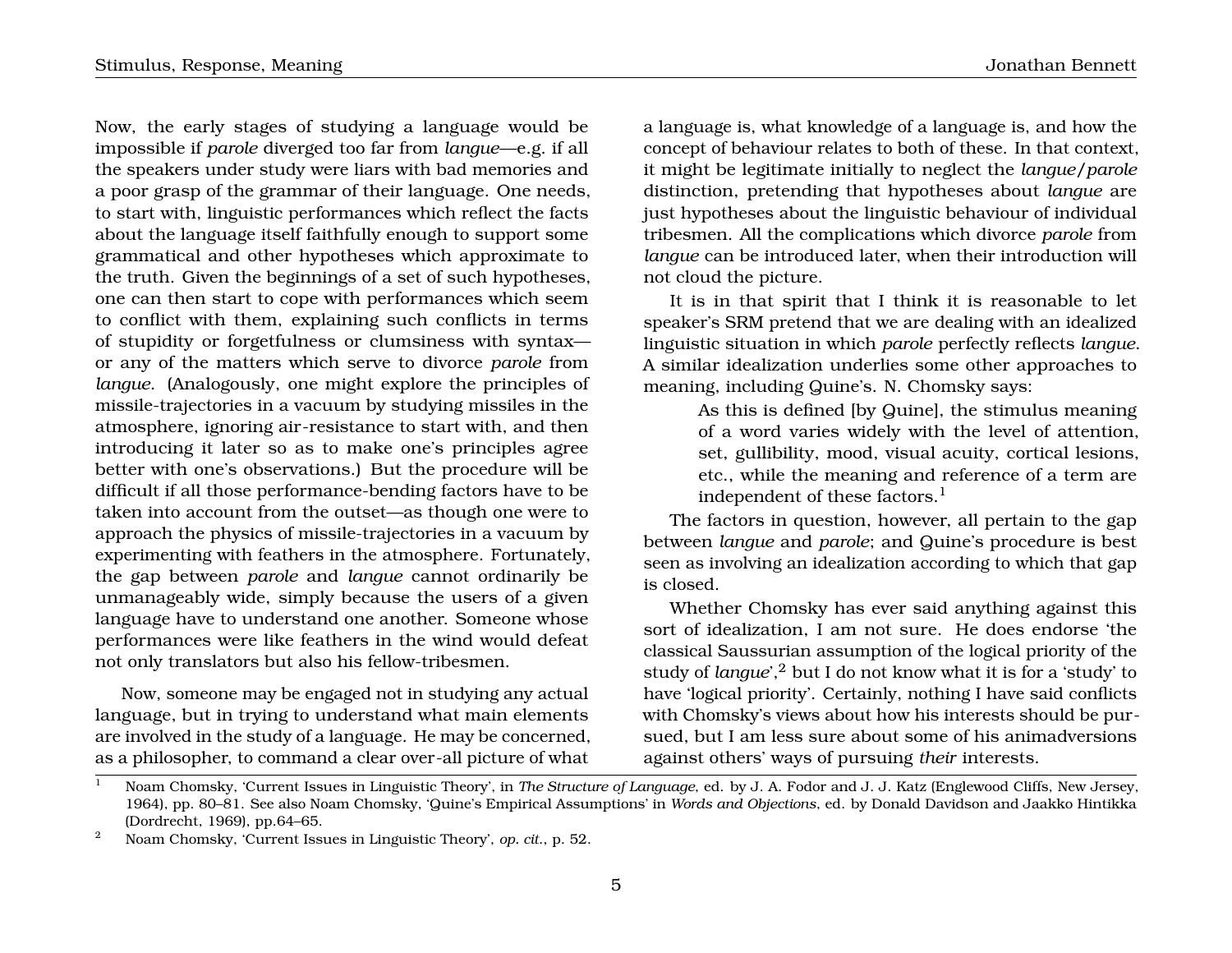Now, the early stages of studying a language would be impossible if *parole* diverged too far from *langue*—e.g. if all the speakers under study were liars with bad memories and a poor grasp of the grammar of their language. One needs, to start with, linguistic performances which reflect the facts about the language itself faithfully enough to support some grammatical and other hypotheses which approximate to the truth. Given the beginnings of a set of such hypotheses, one can then start to cope with performances which seem to conflict with them, explaining such conflicts in terms of stupidity or forgetfulness or clumsiness with syntax—or any of the matters which serve to divorce *parole* from *langue*. (Analogously, one might explore the principles of missile-trajectories in a vacuum by studying missiles in the atmosphere, ignoring air-resistance to start with, and then introducing it later so as to make one's principles agree better with one's observations.) But the procedure will be difficult if all those performance-bending factors have to be taken into account from the outset—as though one were to approach the physics of missile-trajectories in a vacuum by experimenting with feathers in the atmosphere. Fortunately, the gap between *parole* and *langue* cannot ordinarily be unmanageably wide, simply because the users of a given language have to understand one another. Someone whose performances were like feathers in the wind would defeat not only translators but also his fellow-tribesmen.

Now, someone may be engaged not in studying any actual language, but in trying to understand what main elements are involved in the study of a language. He may be concerned, as a philosopher, to command a clear over-all picture of what a language is, what knowledge of a language is, and how the concept of behaviour relates to both of these. In that context, it might be legitimate initially to neglect the *langue*/*parole* distinction, pretending that hypotheses about *langue* are just hypotheses about the linguistic behaviour of individual tribesmen. All the complications which divorce *parole* from *langue* can be introduced later, when their introduction will not cloud the picture.

It is in that spirit that I think it is reasonable to let speaker's SRM pretend that we are dealing with an idealized linguistic situation in which *parole* perfectly reflects *langue*. A similar idealization underlies some other approaches to meaning, including Quine's. N. Chomsky says:

> As this is defined [by Quine], the stimulus meaning of a word varies widely with the level of attention, set, gullibility, mood, visual acuity, cortical lesions, etc., while the meaning and reference of a term are independent of these factors.[1]

The factors in question, however, all pertain to the gap between *langue* and *parole*; and Quine's procedure is best seen as involving an idealization according to which that gap is closed.

Whether Chomsky has ever said anything against this sort of idealization, I am not sure. He does endorse 'the classical Saussurian assumption of the logical priority of the study of *langue*',[2] but I do not know what it is for a 'study' to have 'logical priority'. Certainly, nothing I have said conflicts with Chomsky's views about how his interests should be pursued, but I am less sure about some of his animadversions against others' ways of pursuing *their* interests.

---

[1] Noam Chomsky, 'Current Issues in Linguistic Theory', in *The Structure of Language*, ed. by J. A. Fodor and J. J. Katz (Englewood Cliffs, New Jersey, 1964), pp. 80–81. See also Noam Chomsky, 'Quine's Empirical Assumptions' in *Words and Objections*, ed. by Donald Davidson and Jaakko Hintikka (Dordrecht, 1969), pp.64–65.

[2] Noam Chomsky, 'Current Issues in Linguistic Theory', *op. cit.*, p. 52.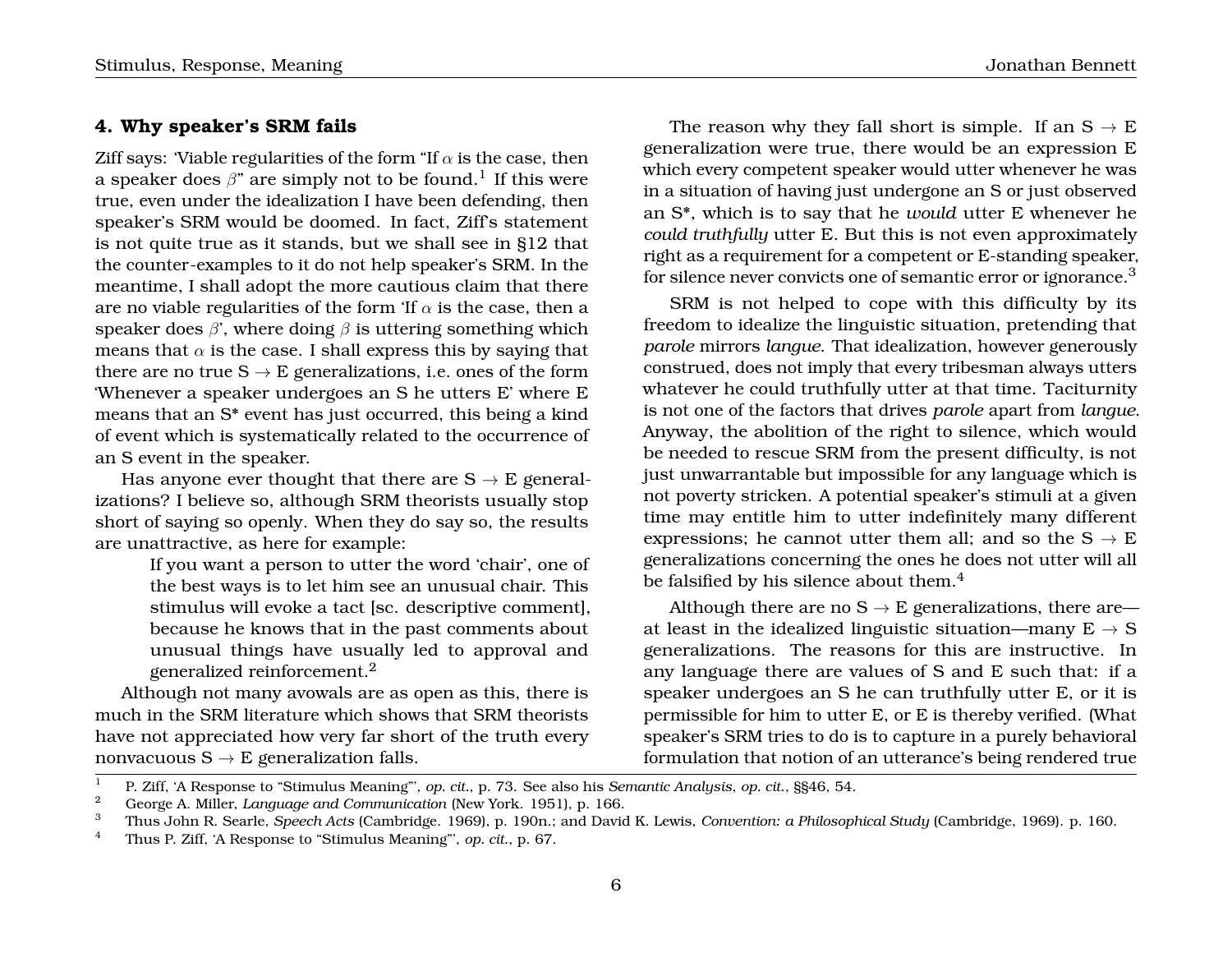## 4. Why speaker's SRM fails

Ziff says: 'Viable regularities of the form "If $\alpha$ is the case, then a speaker does $\beta$" are simply not to be found.[1] If this were true, even under the idealization I have been defending, then speaker's SRM would be doomed. In fact, Ziff's statement is not quite true as it stands, but we shall see in §12 that the counter-examples to it do not help speaker's SRM. In the meantime, I shall adopt the more cautious claim that there are no viable regularities of the form 'If $\alpha$ is the case, then a speaker does $\beta$', where doing $\beta$ is uttering something which means that $\alpha$ is the case. I shall express this by saying that there are no true S $\rightarrow$ E generalizations, i.e. ones of the form 'Whenever a speaker undergoes an S he utters E' where E means that an S* event has just occurred, this being a kind of event which is systematically related to the occurrence of an S event in the speaker.

Has anyone ever thought that there are S $\rightarrow$ E generalizations? I believe so, although SRM theorists usually stop short of saying so openly. When they do say so, the results are unattractive, as here for example:

> If you want a person to utter the word 'chair', one of the best ways is to let him see an unusual chair. This stimulus will evoke a tact [sc. descriptive comment], because he knows that in the past comments about unusual things have usually led to approval and generalized reinforcement.[2]

Although not many avowals are as open as this, there is much in the SRM literature which shows that SRM theorists have not appreciated how very far short of the truth every nonvacuous S $\rightarrow$ E generalization falls.

The reason why they fall short is simple. If an S $\rightarrow$ E generalization were true, there would be an expression E which every competent speaker would utter whenever he was in a situation of having just undergone an S or just observed an S*, which is to say that he *would* utter E whenever he *could truthfully* utter E. But this is not even approximately right as a requirement for a competent or E-standing speaker, for silence never convicts one of semantic error or ignorance.[3]

SRM is not helped to cope with this difficulty by its freedom to idealize the linguistic situation, pretending that *parole* mirrors *langue*. That idealization, however generously construed, does not imply that every tribesman always utters whatever he could truthfully utter at that time. Taciturnity is not one of the factors that drives *parole* apart from *langue*. Anyway, the abolition of the right to silence, which would be needed to rescue SRM from the present difficulty, is not just unwarrantable but impossible for any language which is not poverty stricken. A potential speaker's stimuli at a given time may entitle him to utter indefinitely many different expressions; he cannot utter them all; and so the S $\rightarrow$ E generalizations concerning the ones he does not utter will all be falsified by his silence about them.[4]

Although there are no S $\rightarrow$ E generalizations, there are—at least in the idealized linguistic situation—many E $\rightarrow$ S generalizations. The reasons for this are instructive. In any language there are values of S and E such that: if a speaker undergoes an S he can truthfully utter E, or it is permissible for him to utter E, or E is thereby verified. (What speaker's SRM tries to do is to capture in a purely behavioral formulation that notion of an utterance's being rendered true

---

[1] P. Ziff, 'A Response to "Stimulus Meaning"', *op. cit.*, p. 73. See also his *Semantic Analysis*, *op. cit.*, §§46, 54.

[2] George A. Miller, *Language and Communication* (New York. 1951), p. 166.

[3] Thus John R. Searle, *Speech Acts* (Cambridge. 1969), p. 190n.; and David K. Lewis, *Convention: a Philosophical Study* (Cambridge, 1969). p. 160.

[4] Thus P. Ziff, 'A Response to "Stimulus Meaning"', *op. cit.*, p. 67.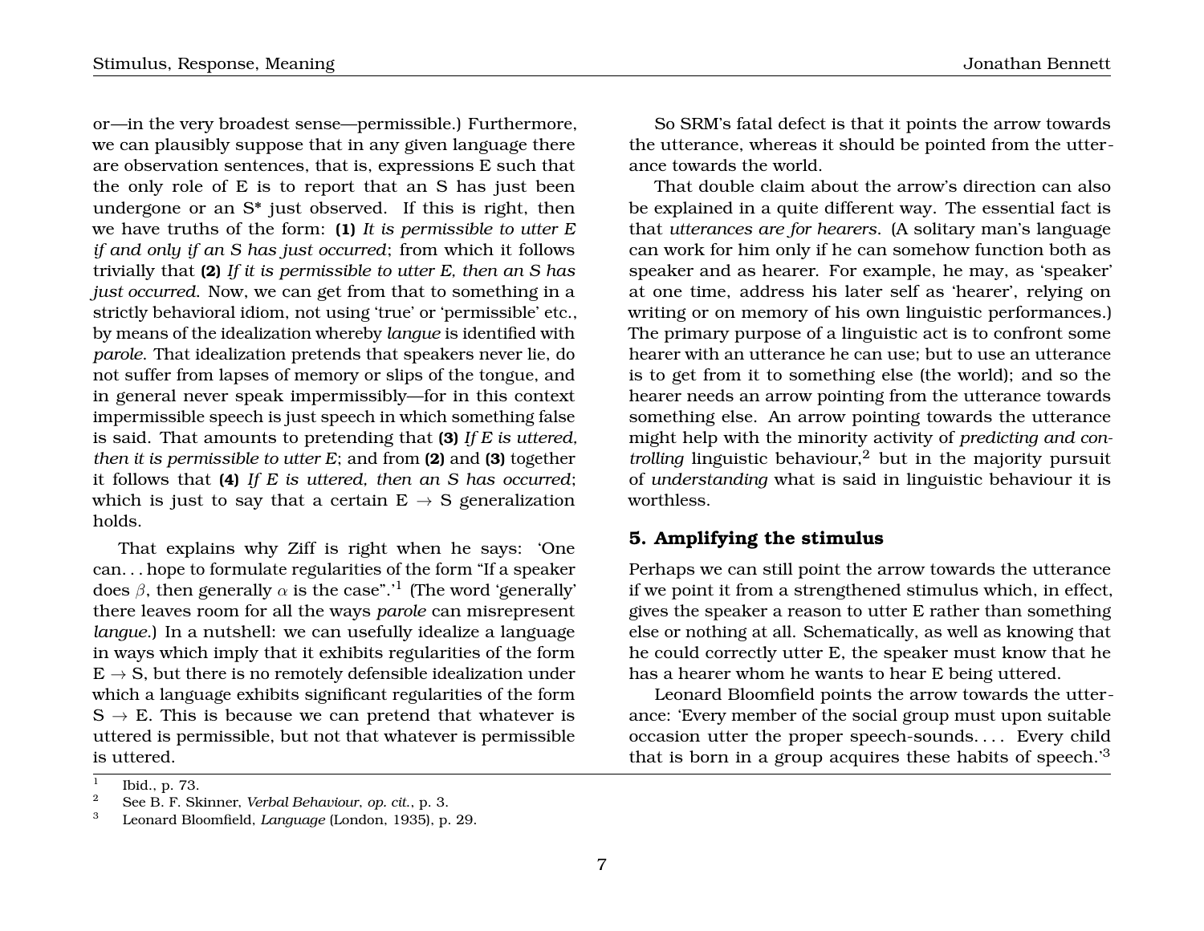or—in the very broadest sense—permissible.) Furthermore, we can plausibly suppose that in any given language there are observation sentences, that is, expressions E such that the only role of E is to report that an S has just been undergone or an S* just observed. If this is right, then we have truths of the form: **(1)** *It is permissible to utter E if and only if an S has just occurred*; from which it follows trivially that **(2)** *If it is permissible to utter E, then an S has just occurred*. Now, we can get from that to something in a strictly behavioral idiom, not using 'true' or 'permissible' etc., by means of the idealization whereby *langue* is identified with *parole*. That idealization pretends that speakers never lie, do not suffer from lapses of memory or slips of the tongue, and in general never speak impermissibly—for in this context impermissible speech is just speech in which something false is said. That amounts to pretending that **(3)** *If E is uttered, then it is permissible to utter E*; and from **(2)** and **(3)** together it follows that **(4)** *If E is uttered, then an S has occurred*; which is just to say that a certain E $\rightarrow$ S generalization holds.

That explains why Ziff is right when he says: 'One can. . . hope to formulate regularities of the form "If a speaker does $\beta$, then generally $\alpha$ is the case".'[1] (The word 'generally' there leaves room for all the ways *parole* can misrepresent *langue*.) In a nutshell: we can usefully idealize a language in ways which imply that it exhibits regularities of the form E $\rightarrow$ S, but there is no remotely defensible idealization under which a language exhibits significant regularities of the form S $\rightarrow$ E. This is because we can pretend that whatever is uttered is permissible, but not that whatever is permissible is uttered.

So SRM's fatal defect is that it points the arrow towards the utterance, whereas it should be pointed from the utterance towards the world.

That double claim about the arrow's direction can also be explained in a quite different way. The essential fact is that *utterances are for hearers*. (A solitary man's language can work for him only if he can somehow function both as speaker and as hearer. For example, he may, as 'speaker' at one time, address his later self as 'hearer', relying on writing or on memory of his own linguistic performances.) The primary purpose of a linguistic act is to confront some hearer with an utterance he can use; but to use an utterance is to get from it to something else (the world); and so the hearer needs an arrow pointing from the utterance towards something else. An arrow pointing towards the utterance might help with the minority activity of *predicting and controlling* linguistic behaviour,[2] but in the majority pursuit of *understanding* what is said in linguistic behaviour it is worthless.

## 5. Amplifying the stimulus

Perhaps we can still point the arrow towards the utterance if we point it from a strengthened stimulus which, in effect, gives the speaker a reason to utter E rather than something else or nothing at all. Schematically, as well as knowing that he could correctly utter E, the speaker must know that he has a hearer whom he wants to hear E being uttered.

Leonard Bloomfield points the arrow towards the utterance: 'Every member of the social group must upon suitable occasion utter the proper speech-sounds. . . . Every child that is born in a group acquires these habits of speech.'[3]

---

[1] Ibid., p. 73.

[2] See B. F. Skinner, *Verbal Behaviour*, *op. cit.*, p. 3.

[3] Leonard Bloomfield, *Language* (London, 1935), p. 29.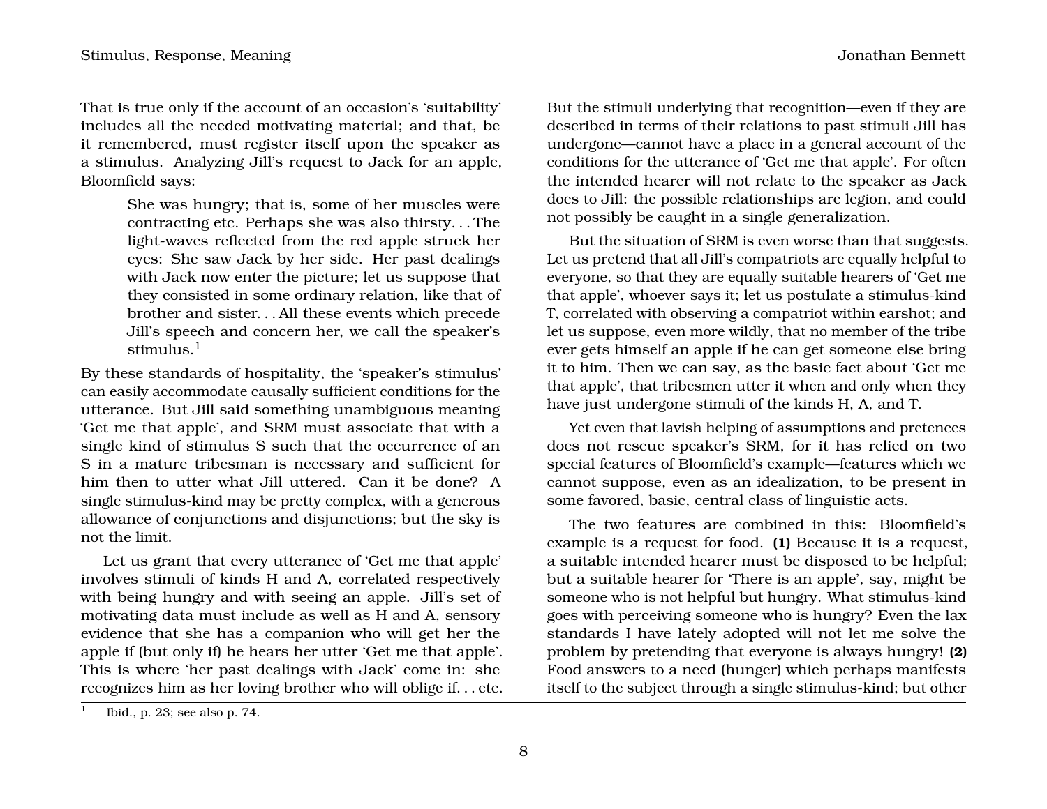That is true only if the account of an occasion's 'suitability' includes all the needed motivating material; and that, be it remembered, must register itself upon the speaker as a stimulus. Analyzing Jill's request to Jack for an apple, Bloomfield says:

> She was hungry; that is, some of her muscles were contracting etc. Perhaps she was also thirsty. . . The light-waves reflected from the red apple struck her eyes: She saw Jack by her side. Her past dealings with Jack now enter the picture; let us suppose that they consisted in some ordinary relation, like that of brother and sister. . . All these events which precede Jill's speech and concern her, we call the speaker's stimulus.[1]

By these standards of hospitality, the 'speaker's stimulus' can easily accommodate causally sufficient conditions for the utterance. But Jill said something unambiguous meaning 'Get me that apple', and SRM must associate that with a single kind of stimulus S such that the occurrence of an S in a mature tribesman is necessary and sufficient for him then to utter what Jill uttered. Can it be done? A single stimulus-kind may be pretty complex, with a generous allowance of conjunctions and disjunctions; but the sky is not the limit.

Let us grant that every utterance of 'Get me that apple' involves stimuli of kinds H and A, correlated respectively with being hungry and with seeing an apple. Jill's set of motivating data must include as well as H and A, sensory evidence that she has a companion who will get her the apple if (but only if) he hears her utter 'Get me that apple'. This is where 'her past dealings with Jack' come in: she recognizes him as her loving brother who will oblige if. . . etc. But the stimuli underlying that recognition—even if they are described in terms of their relations to past stimuli Jill has undergone—cannot have a place in a general account of the conditions for the utterance of 'Get me that apple'. For often the intended hearer will not relate to the speaker as Jack does to Jill: the possible relationships are legion, and could not possibly be caught in a single generalization.

But the situation of SRM is even worse than that suggests. Let us pretend that all Jill's compatriots are equally helpful to everyone, so that they are equally suitable hearers of 'Get me that apple', whoever says it; let us postulate a stimulus-kind T, correlated with observing a compatriot within earshot; and let us suppose, even more wildly, that no member of the tribe ever gets himself an apple if he can get someone else bring it to him. Then we can say, as the basic fact about 'Get me that apple', that tribesmen utter it when and only when they have just undergone stimuli of the kinds H, A, and T.

Yet even that lavish helping of assumptions and pretences does not rescue speaker's SRM, for it has relied on two special features of Bloomfield's example—features which we cannot suppose, even as an idealization, to be present in some favored, basic, central class of linguistic acts.

The two features are combined in this: Bloomfield's example is a request for food. **(1)** Because it is a request, a suitable intended hearer must be disposed to be helpful; but a suitable hearer for 'There is an apple', say, might be someone who is not helpful but hungry. What stimulus-kind goes with perceiving someone who is hungry? Even the lax standards I have lately adopted will not let me solve the problem by pretending that everyone is always hungry! **(2)** Food answers to a need (hunger) which perhaps manifests itself to the subject through a single stimulus-kind; but other

[1] Ibid., p. 23; see also p. 74.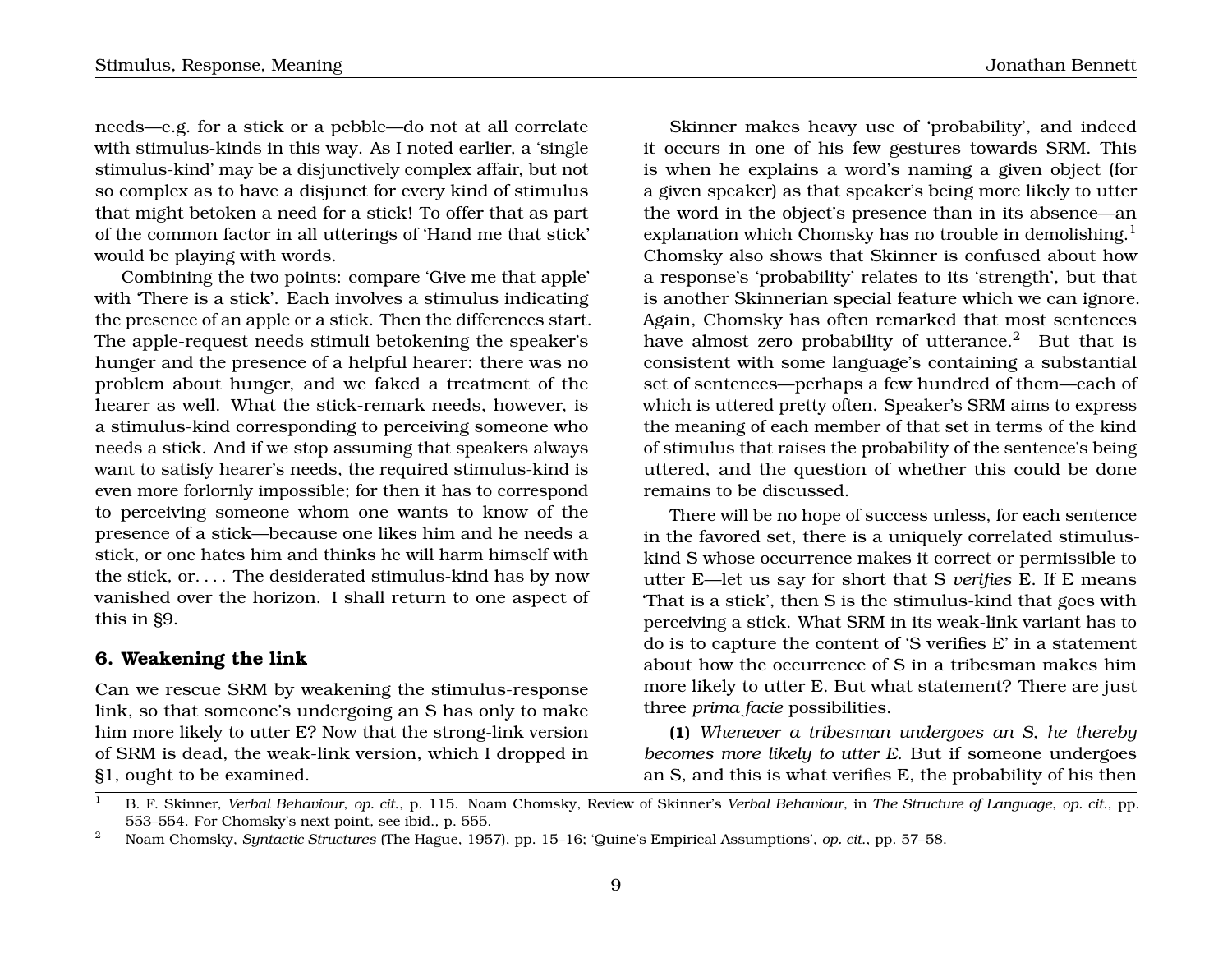needs—e.g. for a stick or a pebble—do not at all correlate with stimulus-kinds in this way. As I noted earlier, a 'single stimulus-kind' may be a disjunctively complex affair, but not so complex as to have a disjunct for every kind of stimulus that might betoken a need for a stick! To offer that as part of the common factor in all utterings of 'Hand me that stick' would be playing with words.

Combining the two points: compare 'Give me that apple' with 'There is a stick'. Each involves a stimulus indicating the presence of an apple or a stick. Then the differences start. The apple-request needs stimuli betokening the speaker's hunger and the presence of a helpful hearer: there was no problem about hunger, and we faked a treatment of the hearer as well. What the stick-remark needs, however, is a stimulus-kind corresponding to perceiving someone who needs a stick. And if we stop assuming that speakers always want to satisfy hearer's needs, the required stimulus-kind is even more forlornly impossible; for then it has to correspond to perceiving someone whom one wants to know of the presence of a stick—because one likes him and he needs a stick, or one hates him and thinks he will harm himself with the stick, or. . . . The desiderated stimulus-kind has by now vanished over the horizon. I shall return to one aspect of this in §9.

## 6. Weakening the link

Can we rescue SRM by weakening the stimulus-response link, so that someone's undergoing an S has only to make him more likely to utter E? Now that the strong-link version of SRM is dead, the weak-link version, which I dropped in §1, ought to be examined.

Skinner makes heavy use of 'probability', and indeed it occurs in one of his few gestures towards SRM. This is when he explains a word's naming a given object (for a given speaker) as that speaker's being more likely to utter the word in the object's presence than in its absence—an explanation which Chomsky has no trouble in demolishing.[1] Chomsky also shows that Skinner is confused about how a response's 'probability' relates to its 'strength', but that is another Skinnerian special feature which we can ignore. Again, Chomsky has often remarked that most sentences have almost zero probability of utterance.[2] But that is consistent with some language's containing a substantial set of sentences—perhaps a few hundred of them—each of which is uttered pretty often. Speaker's SRM aims to express the meaning of each member of that set in terms of the kind of stimulus that raises the probability of the sentence's being uttered, and the question of whether this could be done remains to be discussed.

There will be no hope of success unless, for each sentence in the favored set, there is a uniquely correlated stimulus-kind S whose occurrence makes it correct or permissible to utter E—let us say for short that S *verifies* E. If E means 'That is a stick', then S is the stimulus-kind that goes with perceiving a stick. What SRM in its weak-link variant has to do is to capture the content of 'S verifies E' in a statement about how the occurrence of S in a tribesman makes him more likely to utter E. But what statement? There are just three *prima facie* possibilities.

**(1)** *Whenever a tribesman undergoes an S, he thereby becomes more likely to utter E.* But if someone undergoes an S, and this is what verifies E, the probability of his then

---

[1] B. F. Skinner, *Verbal Behaviour*, *op. cit.*, p. 115. Noam Chomsky, Review of Skinner's *Verbal Behaviour*, in *The Structure of Language*, *op. cit.*, pp. 553–554. For Chomsky's next point, see ibid., p. 555.

[2] Noam Chomsky, *Syntactic Structures* (The Hague, 1957), pp. 15–16; 'Quine's Empirical Assumptions', *op. cit.*, pp. 57–58.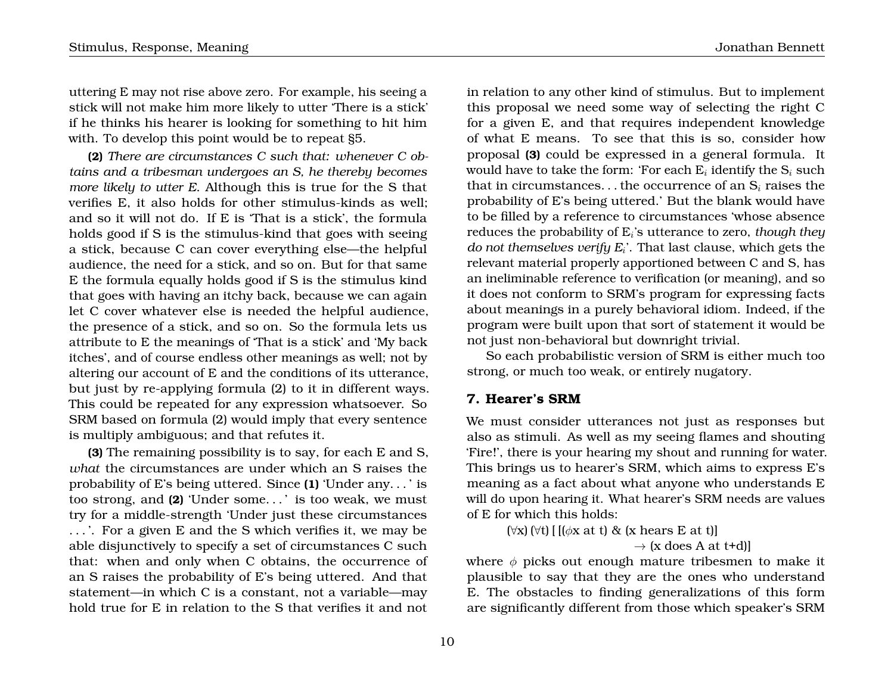uttering E may not rise above zero. For example, his seeing a stick will not make him more likely to utter 'There is a stick' if he thinks his hearer is looking for something to hit him with. To develop this point would be to repeat §5.

**(2)** *There are circumstances C such that: whenever C obtains and a tribesman undergoes an S, he thereby becomes more likely to utter E.* Although this is true for the S that verifies E, it also holds for other stimulus-kinds as well; and so it will not do. If E is 'That is a stick', the formula holds good if S is the stimulus-kind that goes with seeing a stick, because C can cover everything else—the helpful audience, the need for a stick, and so on. But for that same E the formula equally holds good if S is the stimulus kind that goes with having an itchy back, because we can again let C cover whatever else is needed the helpful audience, the presence of a stick, and so on. So the formula lets us attribute to E the meanings of 'That is a stick' and 'My back itches', and of course endless other meanings as well; not by altering our account of E and the conditions of its utterance, but just by re-applying formula (2) to it in different ways. This could be repeated for any expression whatsoever. So SRM based on formula (2) would imply that every sentence is multiply ambiguous; and that refutes it.

**(3)** The remaining possibility is to say, for each E and S, *what* the circumstances are under which an S raises the probability of E's being uttered. Since **(1)** 'Under any. . . ' is too strong, and **(2)** 'Under some. . . ' is too weak, we must try for a middle-strength 'Under just these circumstances . . . '. For a given E and the S which verifies it, we may be able disjunctively to specify a set of circumstances C such that: when and only when C obtains, the occurrence of an S raises the probability of E's being uttered. And that statement—in which C is a constant, not a variable—may hold true for E in relation to the S that verifies it and not in relation to any other kind of stimulus. But to implement this proposal we need some way of selecting the right C for a given E, and that requires independent knowledge of what E means. To see that this is so, consider how proposal **(3)** could be expressed in a general formula. It would have to take the form: 'For each $E_i$ identify the $S_i$ such that in circumstances. . . the occurrence of an $S_i$ raises the probability of E's being uttered.' But the blank would have to be filled by a reference to circumstances 'whose absence reduces the probability of $E_i$'s utterance to zero, *though they do not themselves verify $E_i$*'. That last clause, which gets the relevant material properly apportioned between C and S, has an ineliminable reference to verification (or meaning), and so it does not conform to SRM's program for expressing facts about meanings in a purely behavioral idiom. Indeed, if the program were built upon that sort of statement it would be not just non-behavioral but downright trivial.

So each probabilistic version of SRM is either much too strong, or much too weak, or entirely nugatory.

## 7. Hearer's SRM

We must consider utterances not just as responses but also as stimuli. As well as my seeing flames and shouting 'Fire!', there is your hearing my shout and running for water. This brings us to hearer's SRM, which aims to express E's meaning as a fact about what anyone who understands E will do upon hearing it. What hearer's SRM needs are values of E for which this holds:

$$(\forall x)\,(\forall t)\,[\,[(\phi x \text{ at } t)\ \&\ (x \text{ hears E at } t)] \rightarrow (x \text{ does A at } t{+}d)]$$

where $\phi$ picks out enough mature tribesmen to make it plausible to say that they are the ones who understand E. The obstacles to finding generalizations of this form are significantly different from those which speaker's SRM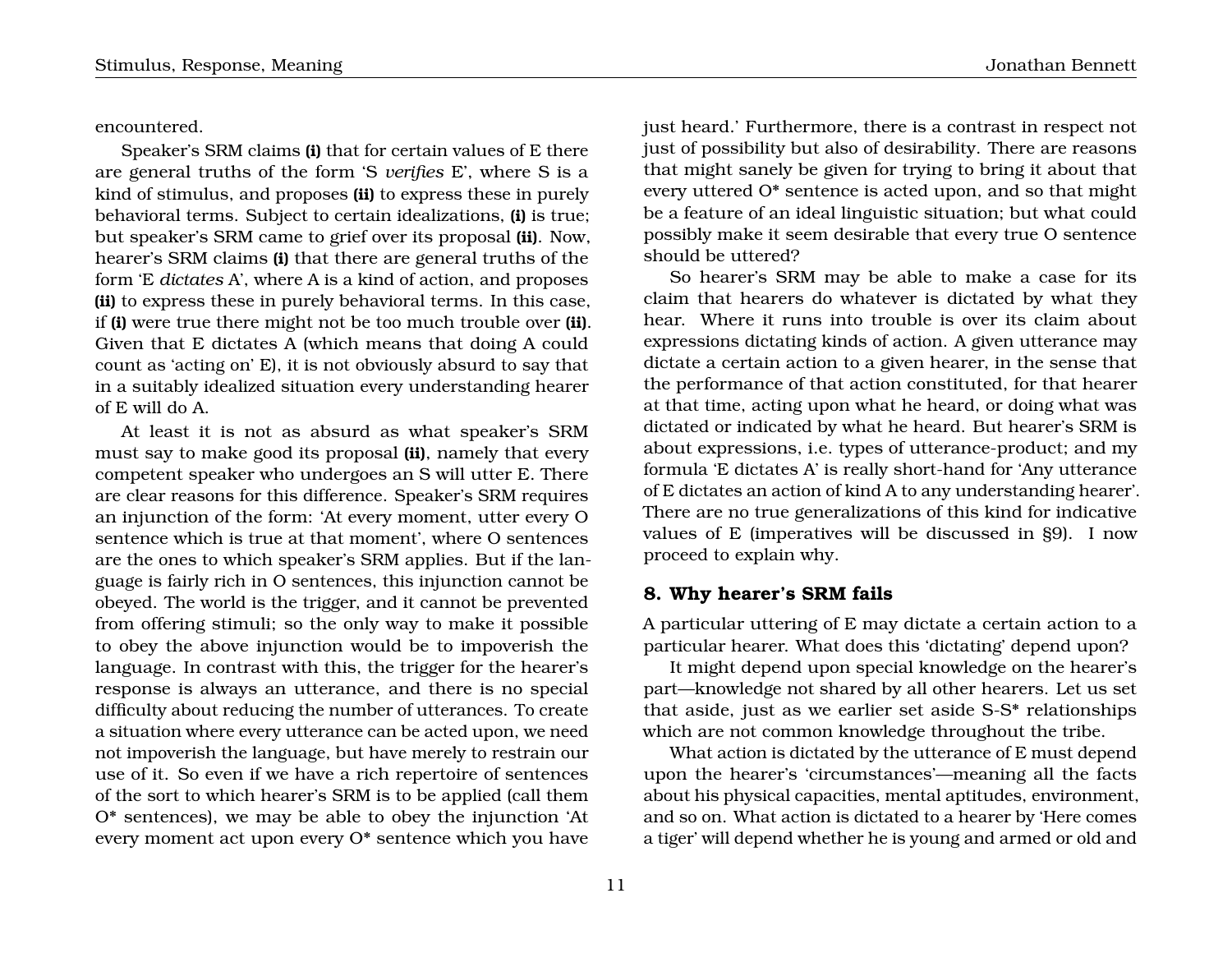encountered.

Speaker's SRM claims **(i)** that for certain values of E there are general truths of the form 'S *verifies* E', where S is a kind of stimulus, and proposes **(ii)** to express these in purely behavioral terms. Subject to certain idealizations, **(i)** is true; but speaker's SRM came to grief over its proposal **(ii)**. Now, hearer's SRM claims **(i)** that there are general truths of the form 'E *dictates* A', where A is a kind of action, and proposes **(ii)** to express these in purely behavioral terms. In this case, if **(i)** were true there might not be too much trouble over **(ii)**. Given that E dictates A (which means that doing A could count as 'acting on' E), it is not obviously absurd to say that in a suitably idealized situation every understanding hearer of E will do A.

At least it is not as absurd as what speaker's SRM must say to make good its proposal **(ii)**, namely that every competent speaker who undergoes an S will utter E. There are clear reasons for this difference. Speaker's SRM requires an injunction of the form: 'At every moment, utter every O sentence which is true at that moment', where O sentences are the ones to which speaker's SRM applies. But if the language is fairly rich in O sentences, this injunction cannot be obeyed. The world is the trigger, and it cannot be prevented from offering stimuli; so the only way to make it possible to obey the above injunction would be to impoverish the language. In contrast with this, the trigger for the hearer's response is always an utterance, and there is no special difficulty about reducing the number of utterances. To create a situation where every utterance can be acted upon, we need not impoverish the language, but have merely to restrain our use of it. So even if we have a rich repertoire of sentences of the sort to which hearer's SRM is to be applied (call them O* sentences), we may be able to obey the injunction 'At every moment act upon every O* sentence which you have just heard.' Furthermore, there is a contrast in respect not just of possibility but also of desirability. There are reasons that might sanely be given for trying to bring it about that every uttered O* sentence is acted upon, and so that might be a feature of an ideal linguistic situation; but what could possibly make it seem desirable that every true O sentence should be uttered?

So hearer's SRM may be able to make a case for its claim that hearers do whatever is dictated by what they hear. Where it runs into trouble is over its claim about expressions dictating kinds of action. A given utterance may dictate a certain action to a given hearer, in the sense that the performance of that action constituted, for that hearer at that time, acting upon what he heard, or doing what was dictated or indicated by what he heard. But hearer's SRM is about expressions, i.e. types of utterance-product; and my formula 'E dictates A' is really short-hand for 'Any utterance of E dictates an action of kind A to any understanding hearer'. There are no true generalizations of this kind for indicative values of E (imperatives will be discussed in §9). I now proceed to explain why.

## 8. Why hearer's SRM fails

A particular uttering of E may dictate a certain action to a particular hearer. What does this 'dictating' depend upon?

It might depend upon special knowledge on the hearer's part—knowledge not shared by all other hearers. Let us set that aside, just as we earlier set aside S-S* relationships which are not common knowledge throughout the tribe.

What action is dictated by the utterance of E must depend upon the hearer's 'circumstances'—meaning all the facts about his physical capacities, mental aptitudes, environment, and so on. What action is dictated to a hearer by 'Here comes a tiger' will depend whether he is young and armed or old and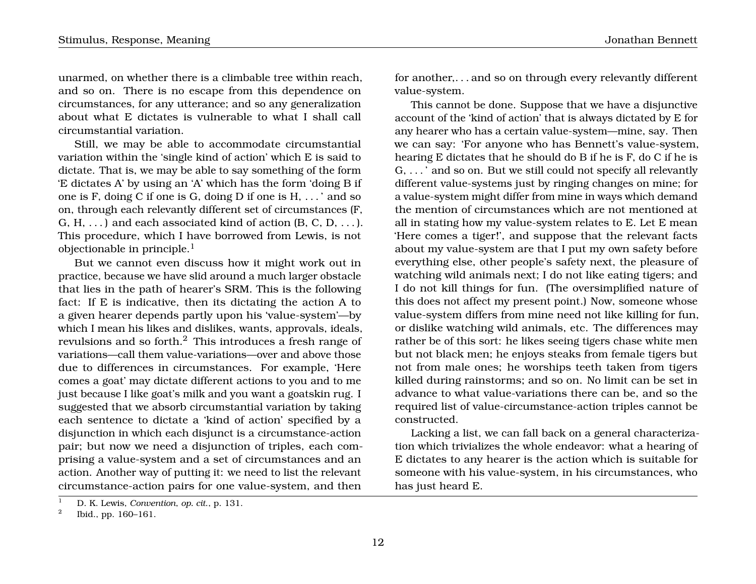unarmed, on whether there is a climbable tree within reach, and so on. There is no escape from this dependence on circumstances, for any utterance; and so any generalization about what E dictates is vulnerable to what I shall call circumstantial variation.

Still, we may be able to accommodate circumstantial variation within the 'single kind of action' which E is said to dictate. That is, we may be able to say something of the form 'E dictates A' by using an 'A' which has the form 'doing B if one is F, doing C if one is G, doing D if one is H, . . . ' and so on, through each relevantly different set of circumstances (F, G, H, . . . ) and each associated kind of action (B, C, D, . . . ). This procedure, which I have borrowed from Lewis, is not objectionable in principle.[1]

But we cannot even discuss how it might work out in practice, because we have slid around a much larger obstacle that lies in the path of hearer's SRM. This is the following fact: If E is indicative, then its dictating the action A to a given hearer depends partly upon his 'value-system'—by which I mean his likes and dislikes, wants, approvals, ideals, revulsions and so forth.[2] This introduces a fresh range of variations—call them value-variations—over and above those due to differences in circumstances. For example, 'Here comes a goat' may dictate different actions to you and to me just because I like goat's milk and you want a goatskin rug. I suggested that we absorb circumstantial variation by taking each sentence to dictate a 'kind of action' specified by a disjunction in which each disjunct is a circumstance-action pair; but now we need a disjunction of triples, each comprising a value-system and a set of circumstances and an action. Another way of putting it: we need to list the relevant circumstance-action pairs for one value-system, and then for another,. . . and so on through every relevantly different value-system.

This cannot be done. Suppose that we have a disjunctive account of the 'kind of action' that is always dictated by E for any hearer who has a certain value-system—mine, say. Then we can say: 'For anyone who has Bennett's value-system, hearing E dictates that he should do B if he is F, do C if he is G, . . . ' and so on. But we still could not specify all relevantly different value-systems just by ringing changes on mine; for a value-system might differ from mine in ways which demand the mention of circumstances which are not mentioned at all in stating how my value-system relates to E. Let E mean 'Here comes a tiger!', and suppose that the relevant facts about my value-system are that I put my own safety before everything else, other people's safety next, the pleasure of watching wild animals next; I do not like eating tigers; and I do not kill things for fun. (The oversimplified nature of this does not affect my present point.) Now, someone whose value-system differs from mine need not like killing for fun, or dislike watching wild animals, etc. The differences may rather be of this sort: he likes seeing tigers chase white men but not black men; he enjoys steaks from female tigers but not from male ones; he worships teeth taken from tigers killed during rainstorms; and so on. No limit can be set in advance to what value-variations there can be, and so the required list of value-circumstance-action triples cannot be constructed.

Lacking a list, we can fall back on a general characterization which trivializes the whole endeavor: what a hearing of E dictates to any hearer is the action which is suitable for someone with his value-system, in his circumstances, who has just heard E.

---

[1] D. K. Lewis, *Convention*, *op. cit.*, p. 131.

[2] Ibid., pp. 160–161.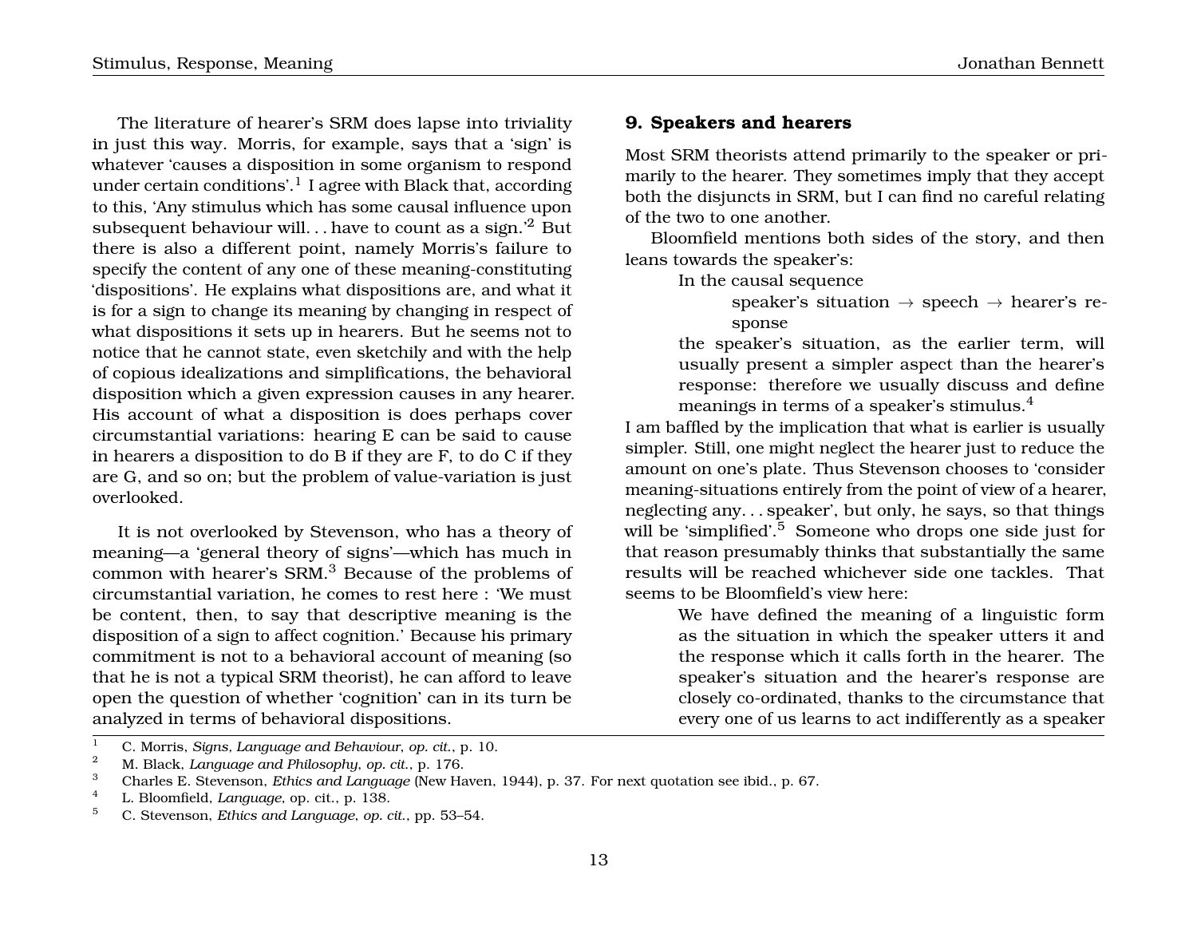The literature of hearer's SRM does lapse into triviality in just this way. Morris, for example, says that a 'sign' is whatever 'causes a disposition in some organism to respond under certain conditions'.[1] I agree with Black that, according to this, 'Any stimulus which has some causal influence upon subsequent behaviour will. . . have to count as a sign.'[2] But there is also a different point, namely Morris's failure to specify the content of any one of these meaning-constituting 'dispositions'. He explains what dispositions are, and what it is for a sign to change its meaning by changing in respect of what dispositions it sets up in hearers. But he seems not to notice that he cannot state, even sketchily and with the help of copious idealizations and simplifications, the behavioral disposition which a given expression causes in any hearer. His account of what a disposition is does perhaps cover circumstantial variations: hearing E can be said to cause in hearers a disposition to do B if they are F, to do C if they are G, and so on; but the problem of value-variation is just overlooked.

It is not overlooked by Stevenson, who has a theory of meaning—a 'general theory of signs'—which has much in common with hearer's SRM.[3] Because of the problems of circumstantial variation, he comes to rest here : 'We must be content, then, to say that descriptive meaning is the disposition of a sign to affect cognition.' Because his primary commitment is not to a behavioral account of meaning (so that he is not a typical SRM theorist), he can afford to leave open the question of whether 'cognition' can in its turn be analyzed in terms of behavioral dispositions.

## 9. Speakers and hearers

Most SRM theorists attend primarily to the speaker or primarily to the hearer. They sometimes imply that they accept both the disjuncts in SRM, but I can find no careful relating of the two to one another.

Bloomfield mentions both sides of the story, and then leans towards the speaker's:

> In the causal sequence
>
> > speaker's situation → speech → hearer's response
>
> the speaker's situation, as the earlier term, will usually present a simpler aspect than the hearer's response: therefore we usually discuss and define meanings in terms of a speaker's stimulus.[4]

I am baffled by the implication that what is earlier is usually simpler. Still, one might neglect the hearer just to reduce the amount on one's plate. Thus Stevenson chooses to 'consider meaning-situations entirely from the point of view of a hearer, neglecting any. . . speaker', but only, he says, so that things will be 'simplified'.[5] Someone who drops one side just for that reason presumably thinks that substantially the same results will be reached whichever side one tackles. That seems to be Bloomfield's view here:

> We have defined the meaning of a linguistic form as the situation in which the speaker utters it and the response which it calls forth in the hearer. The speaker's situation and the hearer's response are closely co-ordinated, thanks to the circumstance that every one of us learns to act indifferently as a speaker

---

[1] C. Morris, *Signs, Language and Behaviour*, *op. cit.*, p. 10.

[2] M. Black, *Language and Philosophy*, *op. cit.*, p. 176.

[3] Charles E. Stevenson, *Ethics and Language* (New Haven, 1944), p. 37. For next quotation see ibid., p. 67.

[4] L. Bloomfield, *Language*, op. cit., p. 138.

[5] C. Stevenson, *Ethics and Language*, *op. cit.*, pp. 53–54.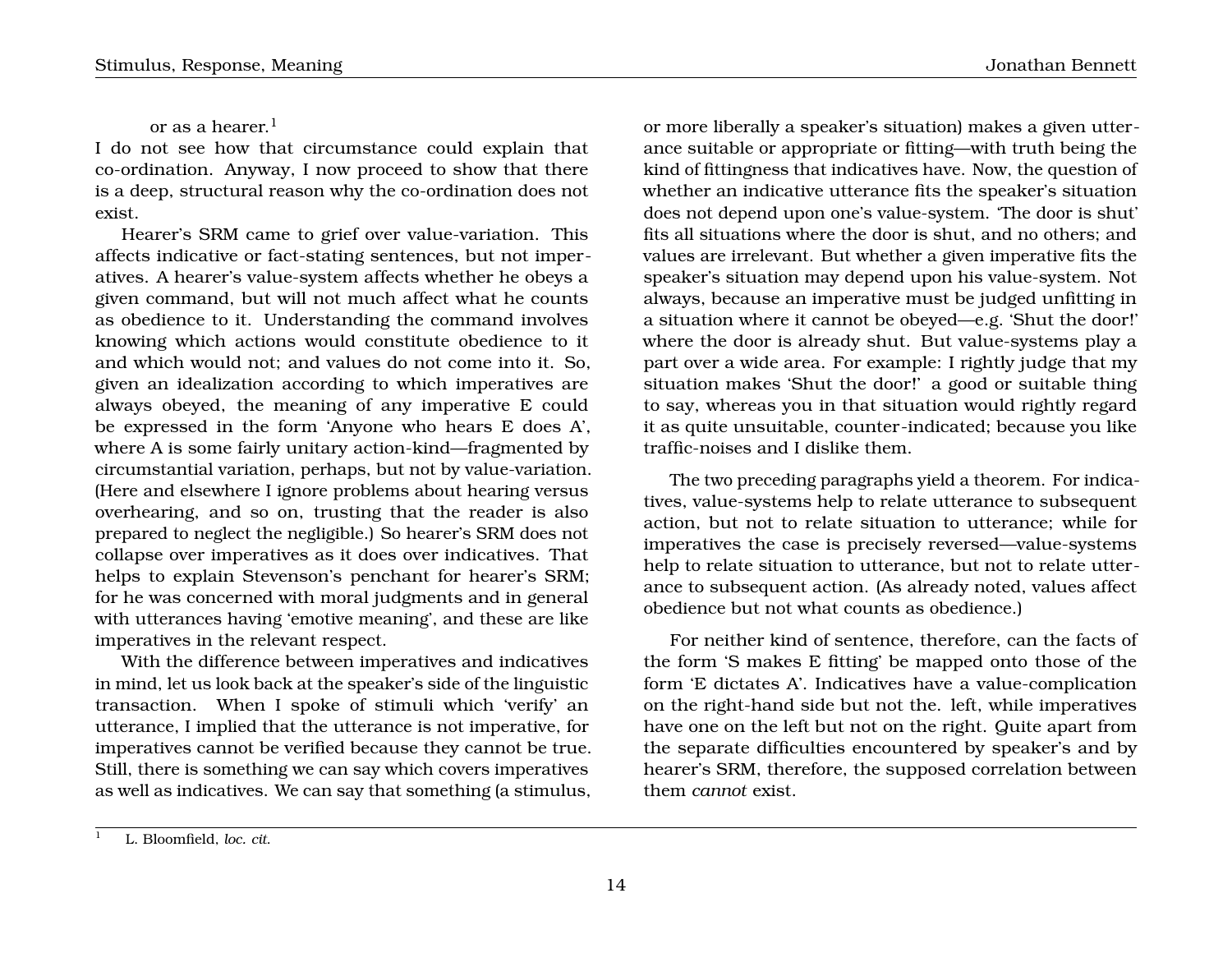or as a hearer.[1]

I do not see how that circumstance could explain that co-ordination. Anyway, I now proceed to show that there is a deep, structural reason why the co-ordination does not exist.

Hearer's SRM came to grief over value-variation. This affects indicative or fact-stating sentences, but not imperatives. A hearer's value-system affects whether he obeys a given command, but will not much affect what he counts as obedience to it. Understanding the command involves knowing which actions would constitute obedience to it and which would not; and values do not come into it. So, given an idealization according to which imperatives are always obeyed, the meaning of any imperative E could be expressed in the form 'Anyone who hears E does A', where A is some fairly unitary action-kind—fragmented by circumstantial variation, perhaps, but not by value-variation. (Here and elsewhere I ignore problems about hearing versus overhearing, and so on, trusting that the reader is also prepared to neglect the negligible.) So hearer's SRM does not collapse over imperatives as it does over indicatives. That helps to explain Stevenson's penchant for hearer's SRM; for he was concerned with moral judgments and in general with utterances having 'emotive meaning', and these are like imperatives in the relevant respect.

With the difference between imperatives and indicatives in mind, let us look back at the speaker's side of the linguistic transaction. When I spoke of stimuli which 'verify' an utterance, I implied that the utterance is not imperative, for imperatives cannot be verified because they cannot be true. Still, there is something we can say which covers imperatives as well as indicatives. We can say that something (a stimulus, or more liberally a speaker's situation) makes a given utterance suitable or appropriate or fitting—with truth being the kind of fittingness that indicatives have. Now, the question of whether an indicative utterance fits the speaker's situation does not depend upon one's value-system. 'The door is shut' fits all situations where the door is shut, and no others; and values are irrelevant. But whether a given imperative fits the speaker's situation may depend upon his value-system. Not always, because an imperative must be judged unfitting in a situation where it cannot be obeyed—e.g. 'Shut the door!' where the door is already shut. But value-systems play a part over a wide area. For example: I rightly judge that my situation makes 'Shut the door!' a good or suitable thing to say, whereas you in that situation would rightly regard it as quite unsuitable, counter-indicated; because you like traffic-noises and I dislike them.

The two preceding paragraphs yield a theorem. For indicatives, value-systems help to relate utterance to subsequent action, but not to relate situation to utterance; while for imperatives the case is precisely reversed—value-systems help to relate situation to utterance, but not to relate utterance to subsequent action. (As already noted, values affect obedience but not what counts as obedience.)

For neither kind of sentence, therefore, can the facts of the form 'S makes E fitting' be mapped onto those of the form 'E dictates A'. Indicatives have a value-complication on the right-hand side but not the. left, while imperatives have one on the left but not on the right. Quite apart from the separate difficulties encountered by speaker's and by hearer's SRM, therefore, the supposed correlation between them *cannot* exist.

[1] L. Bloomfield, *loc. cit.*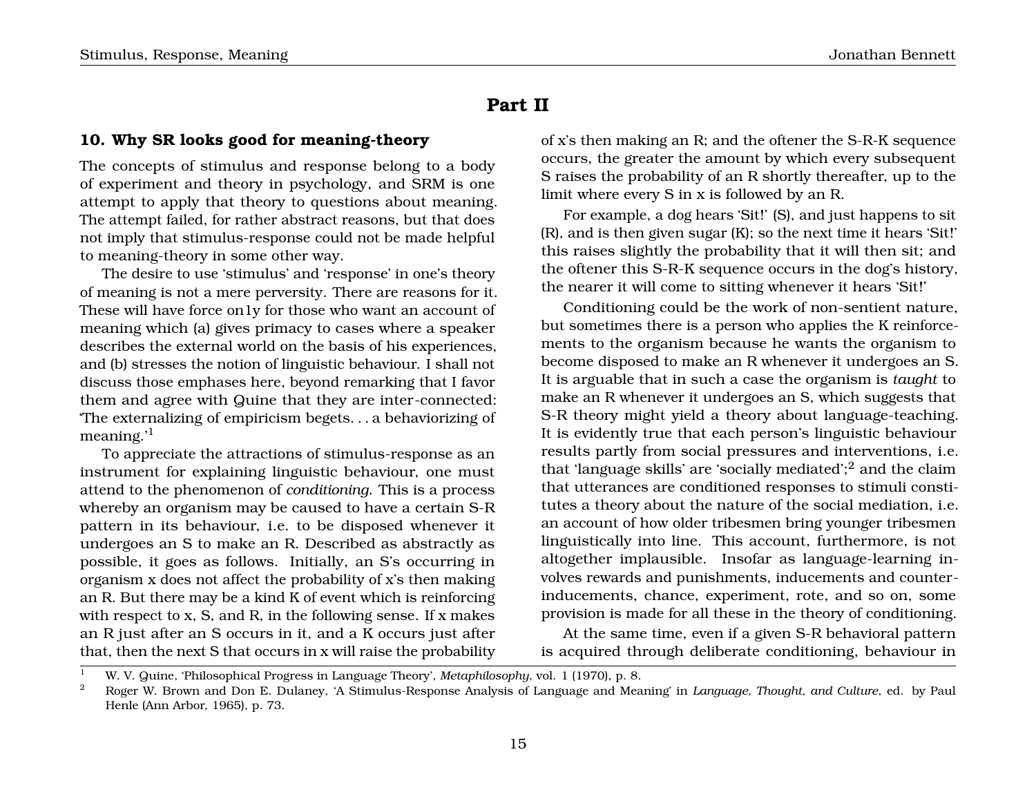# Part II

## 10. Why SR looks good for meaning-theory

The concepts of stimulus and response belong to a body of experiment and theory in psychology, and SRM is one attempt to apply that theory to questions about meaning. The attempt failed, for rather abstract reasons, but that does not imply that stimulus-response could not be made helpful to meaning-theory in some other way.

The desire to use 'stimulus' and 'response' in one's theory of meaning is not a mere perversity. There are reasons for it. These will have force on1y for those who want an account of meaning which (a) gives primacy to cases where a speaker describes the external world on the basis of his experiences, and (b) stresses the notion of linguistic behaviour. I shall not discuss those emphases here, beyond remarking that I favor them and agree with Quine that they are inter-connected: 'The externalizing of empiricism begets. . . a behaviorizing of meaning.'[1]

To appreciate the attractions of stimulus-response as an instrument for explaining linguistic behaviour, one must attend to the phenomenon of *conditioning*. This is a process whereby an organism may be caused to have a certain S-R pattern in its behaviour, i.e. to be disposed whenever it undergoes an S to make an R. Described as abstractly as possible, it goes as follows. Initially, an S's occurring in organism x does not affect the probability of x's then making an R. But there may be a kind K of event which is reinforcing with respect to x, S, and R, in the following sense. If x makes an R just after an S occurs in it, and a K occurs just after that, then the next S that occurs in x will raise the probability of x's then making an R; and the oftener the S-R-K sequence occurs, the greater the amount by which every subsequent S raises the probability of an R shortly thereafter, up to the limit where every S in x is followed by an R.

For example, a dog hears 'Sit!' (S), and just happens to sit (R), and is then given sugar (K); so the next time it hears 'Sit!' this raises slightly the probability that it will then sit; and the oftener this S-R-K sequence occurs in the dog's history, the nearer it will come to sitting whenever it hears 'Sit!'

Conditioning could be the work of non-sentient nature, but sometimes there is a person who applies the K reinforcements to the organism because he wants the organism to become disposed to make an R whenever it undergoes an S. It is arguable that in such a case the organism is *taught* to make an R whenever it undergoes an S, which suggests that S-R theory might yield a theory about language-teaching. It is evidently true that each person's linguistic behaviour results partly from social pressures and interventions, i.e. that 'language skills' are 'socially mediated';[2] and the claim that utterances are conditioned responses to stimuli constitutes a theory about the nature of the social mediation, i.e. an account of how older tribesmen bring younger tribesmen linguistically into line. This account, furthermore, is not altogether implausible. Insofar as language-learning involves rewards and punishments, inducements and counter-inducements, chance, experiment, rote, and so on, some provision is made for all these in the theory of conditioning.

At the same time, even if a given S-R behavioral pattern is acquired through deliberate conditioning, behaviour in

---

[1] W. V. Quine, 'Philosophical Progress in Language Theory', *Metaphilosophy*, vol. 1 (1970), p. 8.

[2] Roger W. Brown and Don E. Dulaney, 'A Stimulus-Response Analysis of Language and Meaning' in *Language, Thought, and Culture*, ed. by Paul Henle (Ann Arbor, 1965), p. 73.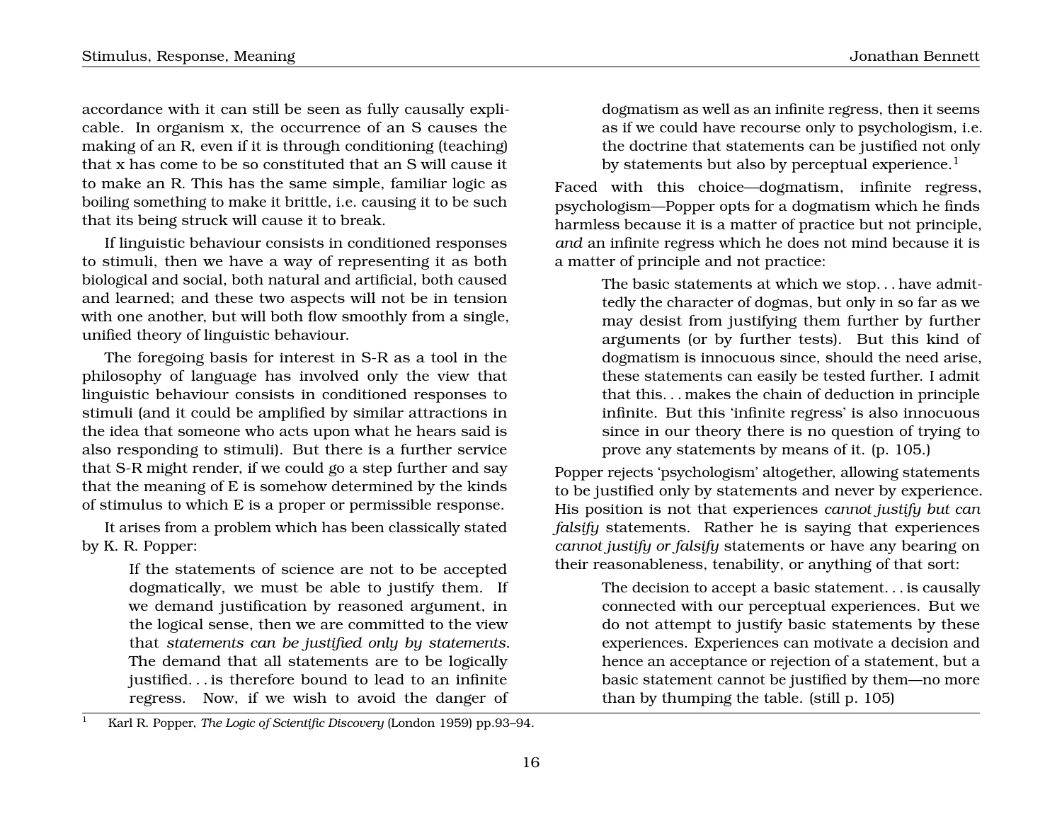accordance with it can still be seen as fully causally explicable. In organism x, the occurrence of an S causes the making of an R, even if it is through conditioning (teaching) that x has come to be so constituted that an S will cause it to make an R. This has the same simple, familiar logic as boiling something to make it brittle, i.e. causing it to be such that its being struck will cause it to break.

If linguistic behaviour consists in conditioned responses to stimuli, then we have a way of representing it as both biological and social, both natural and artificial, both caused and learned; and these two aspects will not be in tension with one another, but will both flow smoothly from a single, unified theory of linguistic behaviour.

The foregoing basis for interest in S-R as a tool in the philosophy of language has involved only the view that linguistic behaviour consists in conditioned responses to stimuli (and it could be amplified by similar attractions in the idea that someone who acts upon what he hears said is also responding to stimuli). But there is a further service that S-R might render, if we could go a step further and say that the meaning of E is somehow determined by the kinds of stimulus to which E is a proper or permissible response.

It arises from a problem which has been classically stated by K. R. Popper:

> If the statements of science are not to be accepted dogmatically, we must be able to justify them. If we demand justification by reasoned argument, in the logical sense, then we are committed to the view that *statements can be justified only by statements*. The demand that all statements are to be logically justified. . . is therefore bound to lead to an infinite regress. Now, if we wish to avoid the danger of dogmatism as well as an infinite regress, then it seems as if we could have recourse only to psychologism, i.e. the doctrine that statements can be justified not only by statements but also by perceptual experience.[1]

Faced with this choice—dogmatism, infinite regress, psychologism—Popper opts for a dogmatism which he finds harmless because it is a matter of practice but not principle, *and* an infinite regress which he does not mind because it is a matter of principle and not practice:

> The basic statements at which we stop. . . have admittedly the character of dogmas, but only in so far as we may desist from justifying them further by further arguments (or by further tests). But this kind of dogmatism is innocuous since, should the need arise, these statements can easily be tested further. I admit that this. . . makes the chain of deduction in principle infinite. But this 'infinite regress' is also innocuous since in our theory there is no question of trying to prove any statements by means of it. (p. 105.)

Popper rejects 'psychologism' altogether, allowing statements to be justified only by statements and never by experience. His position is not that experiences *cannot justify but can falsify* statements. Rather he is saying that experiences *cannot justify or falsify* statements or have any bearing on their reasonableness, tenability, or anything of that sort:

> The decision to accept a basic statement. . . is causally connected with our perceptual experiences. But we do not attempt to justify basic statements by these experiences. Experiences can motivate a decision and hence an acceptance or rejection of a statement, but a basic statement cannot be justified by them—no more than by thumping the table. (still p. 105)

[1] Karl R. Popper, *The Logic of Scientific Discovery* (London 1959) pp.93–94.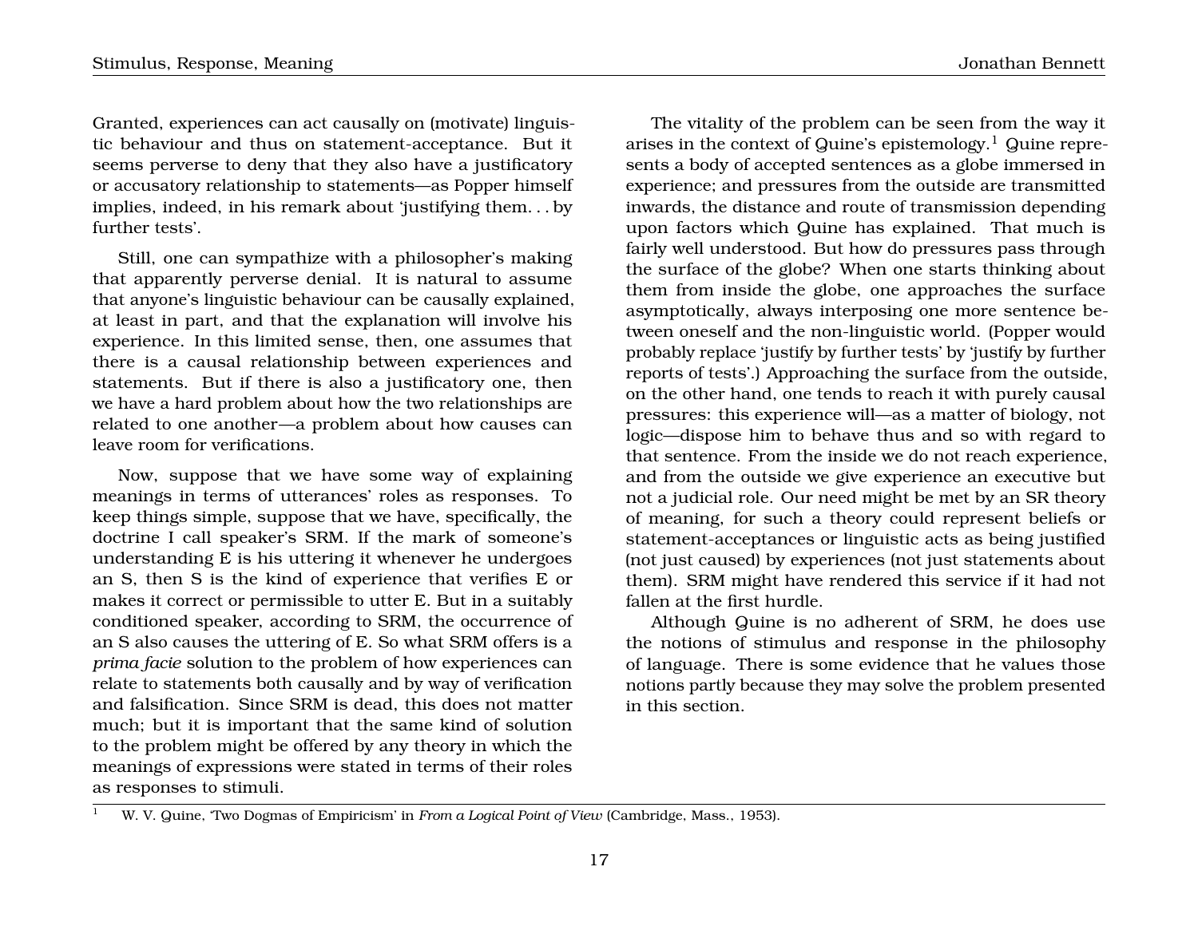Granted, experiences can act causally on (motivate) linguistic behaviour and thus on statement-acceptance. But it seems perverse to deny that they also have a justificatory or accusatory relationship to statements—as Popper himself implies, indeed, in his remark about 'justifying them. . . by further tests'.

Still, one can sympathize with a philosopher's making that apparently perverse denial. It is natural to assume that anyone's linguistic behaviour can be causally explained, at least in part, and that the explanation will involve his experience. In this limited sense, then, one assumes that there is a causal relationship between experiences and statements. But if there is also a justificatory one, then we have a hard problem about how the two relationships are related to one another—a problem about how causes can leave room for verifications.

Now, suppose that we have some way of explaining meanings in terms of utterances' roles as responses. To keep things simple, suppose that we have, specifically, the doctrine I call speaker's SRM. If the mark of someone's understanding E is his uttering it whenever he undergoes an S, then S is the kind of experience that verifies E or makes it correct or permissible to utter E. But in a suitably conditioned speaker, according to SRM, the occurrence of an S also causes the uttering of E. So what SRM offers is a *prima facie* solution to the problem of how experiences can relate to statements both causally and by way of verification and falsification. Since SRM is dead, this does not matter much; but it is important that the same kind of solution to the problem might be offered by any theory in which the meanings of expressions were stated in terms of their roles as responses to stimuli.

The vitality of the problem can be seen from the way it arises in the context of Quine's epistemology.[1] Quine represents a body of accepted sentences as a globe immersed in experience; and pressures from the outside are transmitted inwards, the distance and route of transmission depending upon factors which Quine has explained. That much is fairly well understood. But how do pressures pass through the surface of the globe? When one starts thinking about them from inside the globe, one approaches the surface asymptotically, always interposing one more sentence between oneself and the non-linguistic world. (Popper would probably replace 'justify by further tests' by 'justify by further reports of tests'.) Approaching the surface from the outside, on the other hand, one tends to reach it with purely causal pressures: this experience will—as a matter of biology, not logic—dispose him to behave thus and so with regard to that sentence. From the inside we do not reach experience, and from the outside we give experience an executive but not a judicial role. Our need might be met by an SR theory of meaning, for such a theory could represent beliefs or statement-acceptances or linguistic acts as being justified (not just caused) by experiences (not just statements about them). SRM might have rendered this service if it had not fallen at the first hurdle.

Although Quine is no adherent of SRM, he does use the notions of stimulus and response in the philosophy of language. There is some evidence that he values those notions partly because they may solve the problem presented in this section.

[1] W. V. Quine, 'Two Dogmas of Empiricism' in *From a Logical Point of View* (Cambridge, Mass., 1953).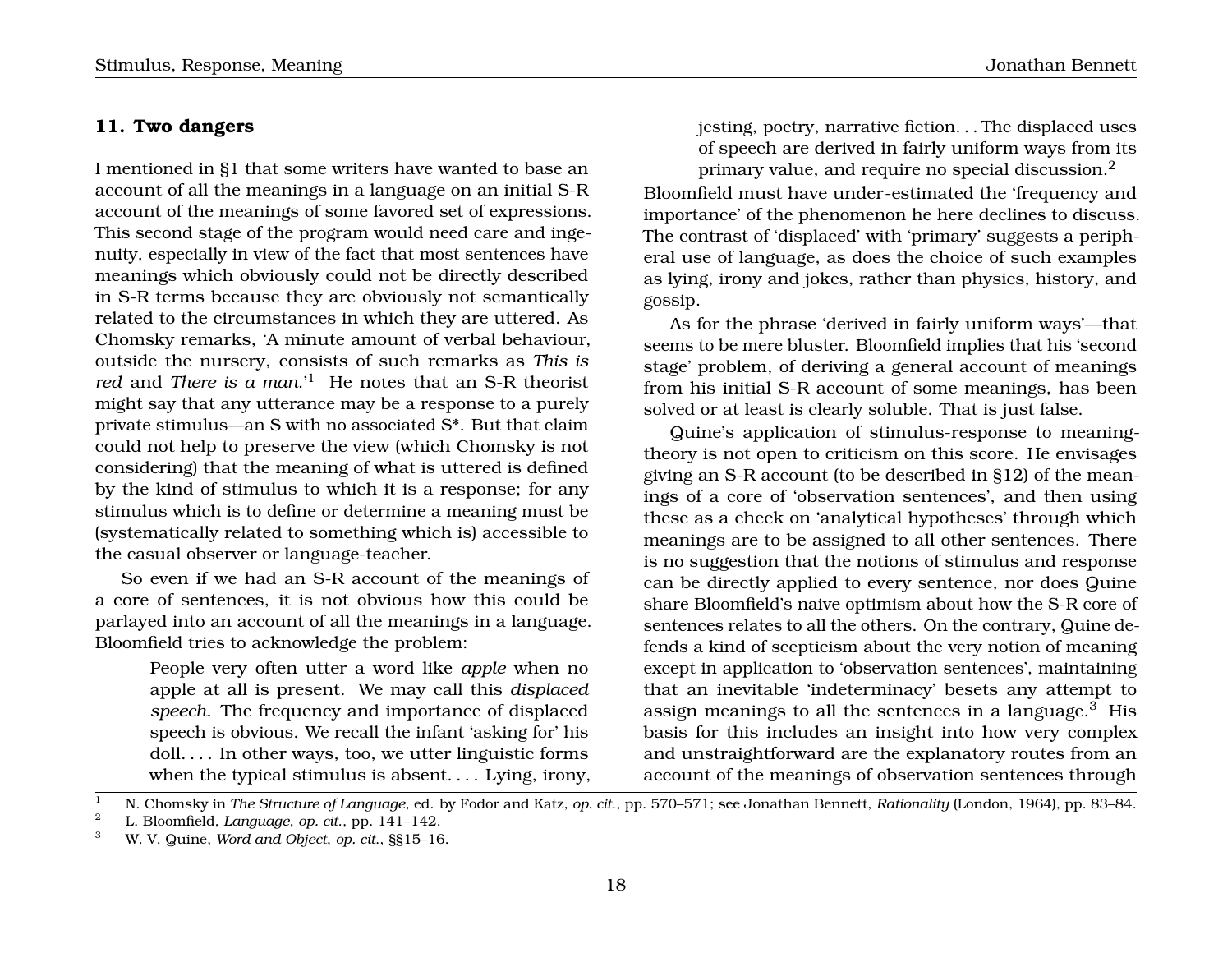## 11. Two dangers

I mentioned in §1 that some writers have wanted to base an account of all the meanings in a language on an initial S-R account of the meanings of some favored set of expressions. This second stage of the program would need care and ingenuity, especially in view of the fact that most sentences have meanings which obviously could not be directly described in S-R terms because they are obviously not semantically related to the circumstances in which they are uttered. As Chomsky remarks, 'A minute amount of verbal behaviour, outside the nursery, consists of such remarks as *This is red* and *There is a man*.'[1] He notes that an S-R theorist might say that any utterance may be a response to a purely private stimulus—an S with no associated S*. But that claim could not help to preserve the view (which Chomsky is not considering) that the meaning of what is uttered is defined by the kind of stimulus to which it is a response; for any stimulus which is to define or determine a meaning must be (systematically related to something which is) accessible to the casual observer or language-teacher.

So even if we had an S-R account of the meanings of a core of sentences, it is not obvious how this could be parlayed into an account of all the meanings in a language. Bloomfield tries to acknowledge the problem:

> People very often utter a word like *apple* when no apple at all is present. We may call this *displaced speech*. The frequency and importance of displaced speech is obvious. We recall the infant 'asking for' his doll. . . . In other ways, too, we utter linguistic forms when the typical stimulus is absent. . . . Lying, irony, jesting, poetry, narrative fiction. . . The displaced uses of speech are derived in fairly uniform ways from its primary value, and require no special discussion.[2]

Bloomfield must have under-estimated the 'frequency and importance' of the phenomenon he here declines to discuss. The contrast of 'displaced' with 'primary' suggests a peripheral use of language, as does the choice of such examples as lying, irony and jokes, rather than physics, history, and gossip.

As for the phrase 'derived in fairly uniform ways'—that seems to be mere bluster. Bloomfield implies that his 'second stage' problem, of deriving a general account of meanings from his initial S-R account of some meanings, has been solved or at least is clearly soluble. That is just false.

Quine's application of stimulus-response to meaning-theory is not open to criticism on this score. He envisages giving an S-R account (to be described in §12) of the meanings of a core of 'observation sentences', and then using these as a check on 'analytical hypotheses' through which meanings are to be assigned to all other sentences. There is no suggestion that the notions of stimulus and response can be directly applied to every sentence, nor does Quine share Bloomfield's naive optimism about how the S-R core of sentences relates to all the others. On the contrary, Quine defends a kind of scepticism about the very notion of meaning except in application to 'observation sentences', maintaining that an inevitable 'indeterminacy' besets any attempt to assign meanings to all the sentences in a language.[3] His basis for this includes an insight into how very complex and unstraightforward are the explanatory routes from an account of the meanings of observation sentences through

---

[1] N. Chomsky in *The Structure of Language*, ed. by Fodor and Katz, *op. cit.*, pp. 570–571; see Jonathan Bennett, *Rationality* (London, 1964), pp. 83–84.

[2] L. Bloomfield, *Language*, *op. cit.*, pp. 141–142.

[3] W. V. Quine, *Word and Object*, *op. cit.*, §§15–16.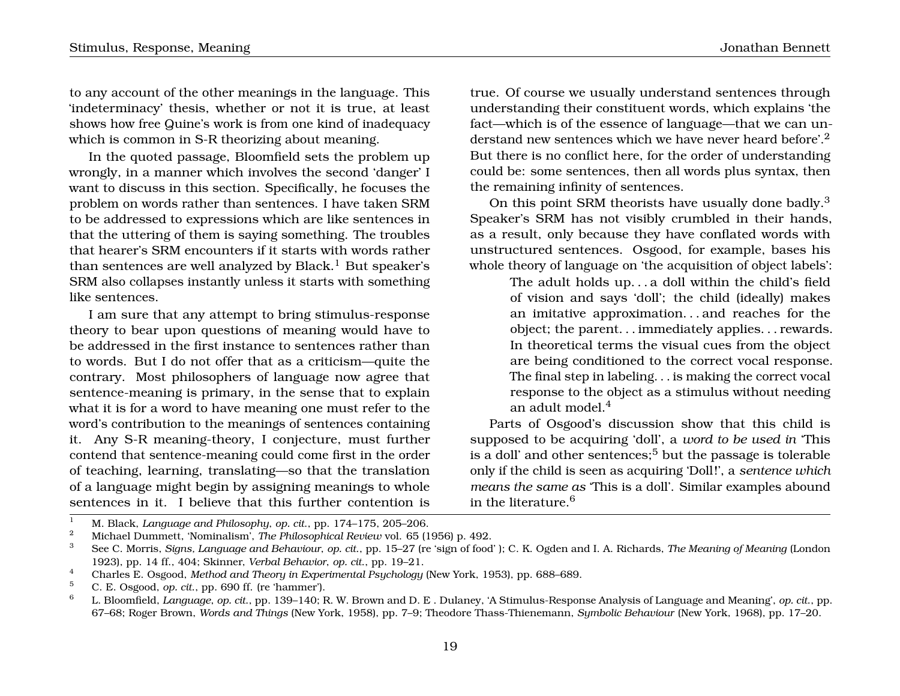to any account of the other meanings in the language. This 'indeterminacy' thesis, whether or not it is true, at least shows how free Quine's work is from one kind of inadequacy which is common in S-R theorizing about meaning.

In the quoted passage, Bloomfield sets the problem up wrongly, in a manner which involves the second 'danger' I want to discuss in this section. Specifically, he focuses the problem on words rather than sentences. I have taken SRM to be addressed to expressions which are like sentences in that the uttering of them is saying something. The troubles that hearer's SRM encounters if it starts with words rather than sentences are well analyzed by Black.[1] But speaker's SRM also collapses instantly unless it starts with something like sentences.

I am sure that any attempt to bring stimulus-response theory to bear upon questions of meaning would have to be addressed in the first instance to sentences rather than to words. But I do not offer that as a criticism—quite the contrary. Most philosophers of language now agree that sentence-meaning is primary, in the sense that to explain what it is for a word to have meaning one must refer to the word's contribution to the meanings of sentences containing it. Any S-R meaning-theory, I conjecture, must further contend that sentence-meaning could come first in the order of teaching, learning, translating—so that the translation of a language might begin by assigning meanings to whole sentences in it. I believe that this further contention is true. Of course we usually understand sentences through understanding their constituent words, which explains 'the fact—which is of the essence of language—that we can understand new sentences which we have never heard before'.[2] But there is no conflict here, for the order of understanding could be: some sentences, then all words plus syntax, then the remaining infinity of sentences.

On this point SRM theorists have usually done badly.[3] Speaker's SRM has not visibly crumbled in their hands, as a result, only because they have conflated words with unstructured sentences. Osgood, for example, bases his whole theory of language on 'the acquisition of object labels':

> The adult holds up. . . a doll within the child's field of vision and says 'doll'; the child (ideally) makes an imitative approximation. . . and reaches for the object; the parent. . . immediately applies. . . rewards. In theoretical terms the visual cues from the object are being conditioned to the correct vocal response. The final step in labeling. . . is making the correct vocal response to the object as a stimulus without needing an adult model.[4]

Parts of Osgood's discussion show that this child is supposed to be acquiring 'doll', a *word to be used in* 'This is a doll' and other sentences;[5] but the passage is tolerable only if the child is seen as acquiring 'Doll!', a *sentence which means the same as* 'This is a doll'. Similar examples abound in the literature.[6]

---

[1] M. Black, *Language and Philosophy*, *op. cit.*, pp. 174–175, 205–206.

[2] Michael Dummett, 'Nominalism', *The Philosophical Review* vol. 65 (1956) p. 492.

[3] See C. Morris, *Signs, Language and Behaviour*, *op. cit.*, pp. 15–27 (re 'sign of food' ); C. K. Ogden and I. A. Richards, *The Meaning of Meaning* (London 1923), pp. 14 ff., 404; Skinner, *Verbal Behavior*, *op. cit.*, pp. 19–21.

[4] Charles E. Osgood, *Method and Theory in Experimental Psychology* (New York, 1953), pp. 688–689.

[5] C. E. Osgood, *op. cit.*, pp. 690 ff. (re 'hammer').

[6] L. Bloomfield, *Language*, *op. cit.*, pp. 139–140; R. W. Brown and D. E . Dulaney, 'A Stimulus-Response Analysis of Language and Meaning', *op. cit.*, pp. 67–68; Roger Brown, *Words and Things* (New York, 1958), pp. 7–9; Theodore Thass-Thienemann, *Symbolic Behaviour* (New York, 1968), pp. 17–20.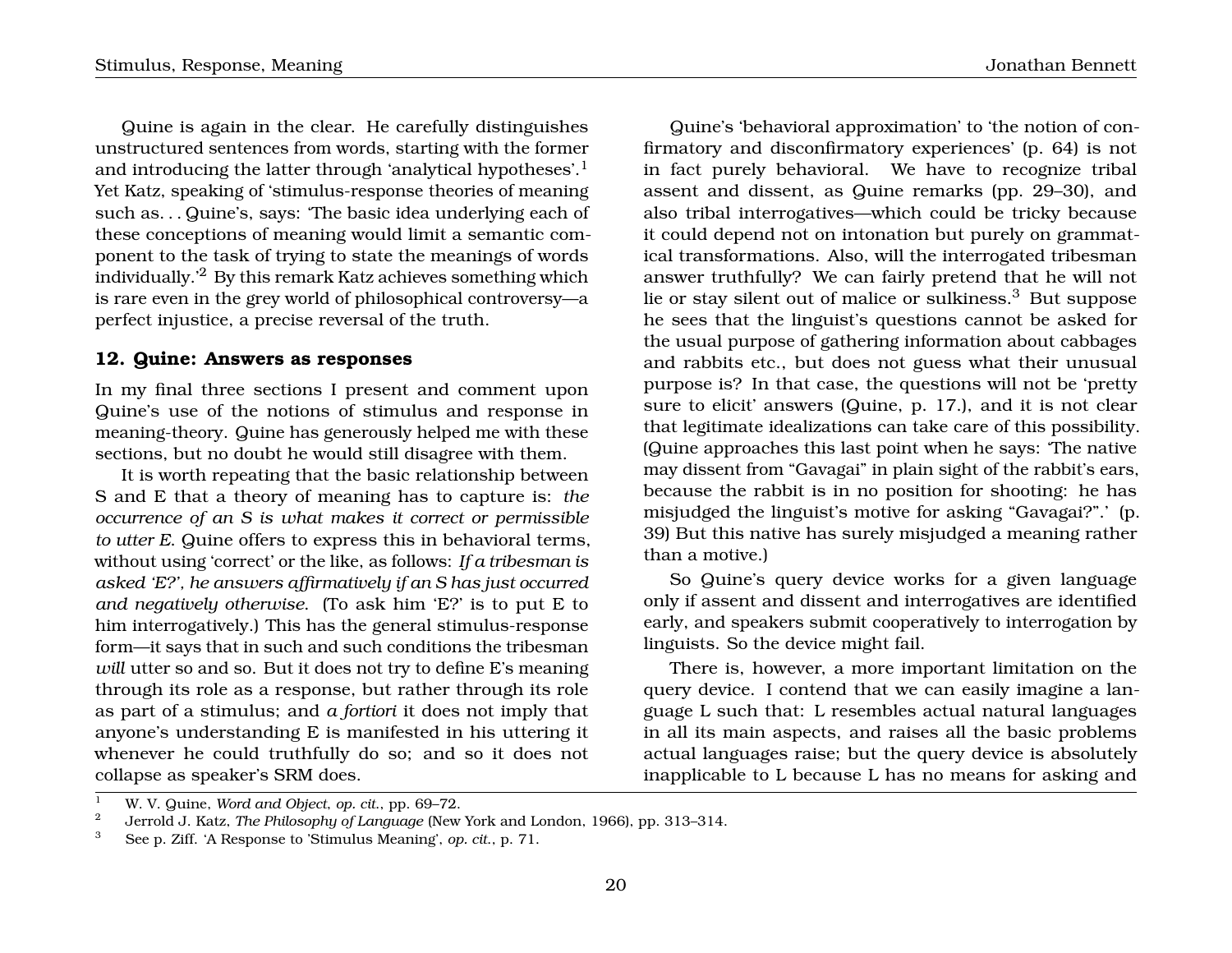Quine is again in the clear. He carefully distinguishes unstructured sentences from words, starting with the former and introducing the latter through 'analytical hypotheses'.[1] Yet Katz, speaking of 'stimulus-response theories of meaning such as. . . Quine's, says: 'The basic idea underlying each of these conceptions of meaning would limit a semantic component to the task of trying to state the meanings of words individually.'[2] By this remark Katz achieves something which is rare even in the grey world of philosophical controversy—a perfect injustice, a precise reversal of the truth.

### 12. Quine: Answers as responses

In my final three sections I present and comment upon Quine's use of the notions of stimulus and response in meaning-theory. Quine has generously helped me with these sections, but no doubt he would still disagree with them.

It is worth repeating that the basic relationship between S and E that a theory of meaning has to capture is: *the occurrence of an S is what makes it correct or permissible to utter E*. Quine offers to express this in behavioral terms, without using 'correct' or the like, as follows: *If a tribesman is asked 'E?', he answers affirmatively if an S has just occurred and negatively otherwise*. (To ask him 'E?' is to put E to him interrogatively.) This has the general stimulus-response form—it says that in such and such conditions the tribesman *will* utter so and so. But it does not try to define E's meaning through its role as a response, but rather through its role as part of a stimulus; and *a fortiori* it does not imply that anyone's understanding E is manifested in his uttering it whenever he could truthfully do so; and so it does not collapse as speaker's SRM does.

Quine's 'behavioral approximation' to 'the notion of confirmatory and disconfirmatory experiences' (p. 64) is not in fact purely behavioral. We have to recognize tribal assent and dissent, as Quine remarks (pp. 29–30), and also tribal interrogatives—which could be tricky because it could depend not on intonation but purely on grammatical transformations. Also, will the interrogated tribesman answer truthfully? We can fairly pretend that he will not lie or stay silent out of malice or sulkiness.[3] But suppose he sees that the linguist's questions cannot be asked for the usual purpose of gathering information about cabbages and rabbits etc., but does not guess what their unusual purpose is? In that case, the questions will not be 'pretty sure to elicit' answers (Quine, p. 17.), and it is not clear that legitimate idealizations can take care of this possibility. (Quine approaches this last point when he says: 'The native may dissent from "Gavagai" in plain sight of the rabbit's ears, because the rabbit is in no position for shooting: he has misjudged the linguist's motive for asking "Gavagai?".' (p. 39) But this native has surely misjudged a meaning rather than a motive.)

So Quine's query device works for a given language only if assent and dissent and interrogatives are identified early, and speakers submit cooperatively to interrogation by linguists. So the device might fail.

There is, however, a more important limitation on the query device. I contend that we can easily imagine a language L such that: L resembles actual natural languages in all its main aspects, and raises all the basic problems actual languages raise; but the query device is absolutely inapplicable to L because L has no means for asking and

---

[1] W. V. Quine, *Word and Object*, *op. cit.*, pp. 69–72.

[2] Jerrold J. Katz, *The Philosophy of Language* (New York and London, 1966), pp. 313–314.

[3] See p. Ziff. 'A Response to 'Stimulus Meaning', *op. cit.*, p. 71.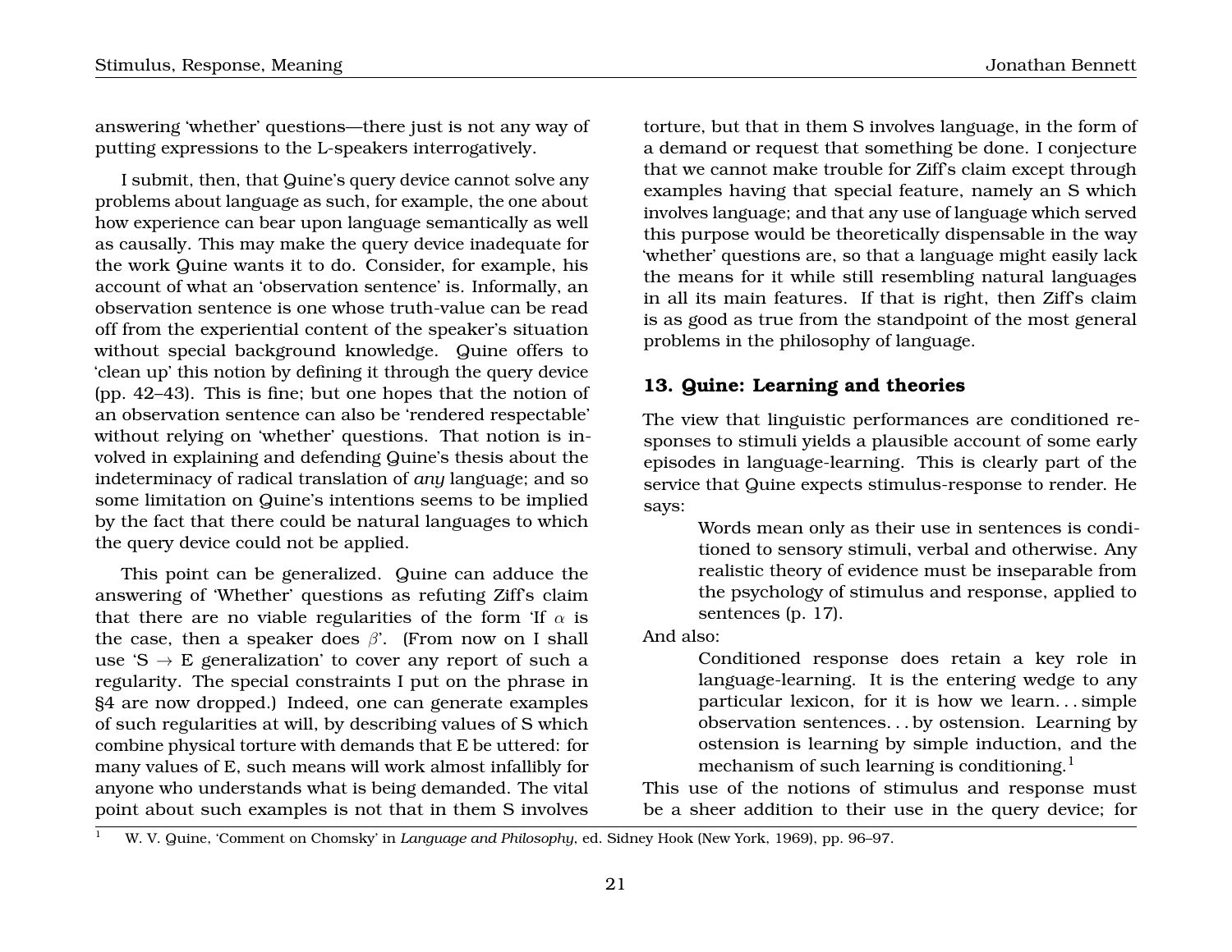answering 'whether' questions—there just is not any way of putting expressions to the L-speakers interrogatively.

I submit, then, that Quine's query device cannot solve any problems about language as such, for example, the one about how experience can bear upon language semantically as well as causally. This may make the query device inadequate for the work Quine wants it to do. Consider, for example, his account of what an 'observation sentence' is. Informally, an observation sentence is one whose truth-value can be read off from the experiential content of the speaker's situation without special background knowledge. Quine offers to 'clean up' this notion by defining it through the query device (pp. 42–43). This is fine; but one hopes that the notion of an observation sentence can also be 'rendered respectable' without relying on 'whether' questions. That notion is involved in explaining and defending Quine's thesis about the indeterminacy of radical translation of *any* language; and so some limitation on Quine's intentions seems to be implied by the fact that there could be natural languages to which the query device could not be applied.

This point can be generalized. Quine can adduce the answering of 'Whether' questions as refuting Ziff's claim that there are no viable regularities of the form 'If $\alpha$ is the case, then a speaker does $\beta$'. (From now on I shall use 'S $\rightarrow$ E generalization' to cover any report of such a regularity. The special constraints I put on the phrase in §4 are now dropped.) Indeed, one can generate examples of such regularities at will, by describing values of S which combine physical torture with demands that E be uttered: for many values of E, such means will work almost infallibly for anyone who understands what is being demanded. The vital point about such examples is not that in them S involves torture, but that in them S involves language, in the form of a demand or request that something be done. I conjecture that we cannot make trouble for Ziff's claim except through examples having that special feature, namely an S which involves language; and that any use of language which served this purpose would be theoretically dispensable in the way 'whether' questions are, so that a language might easily lack the means for it while still resembling natural languages in all its main features. If that is right, then Ziff's claim is as good as true from the standpoint of the most general problems in the philosophy of language.

## 13. Quine: Learning and theories

The view that linguistic performances are conditioned responses to stimuli yields a plausible account of some early episodes in language-learning. This is clearly part of the service that Quine expects stimulus-response to render. He says:

> Words mean only as their use in sentences is conditioned to sensory stimuli, verbal and otherwise. Any realistic theory of evidence must be inseparable from the psychology of stimulus and response, applied to sentences (p. 17).

And also:

> Conditioned response does retain a key role in language-learning. It is the entering wedge to any particular lexicon, for it is how we learn. . . simple observation sentences. . . by ostension. Learning by ostension is learning by simple induction, and the mechanism of such learning is conditioning.[1]

This use of the notions of stimulus and response must be a sheer addition to their use in the query device; for

[1] W. V. Quine, 'Comment on Chomsky' in *Language and Philosophy*, ed. Sidney Hook (New York, 1969), pp. 96–97.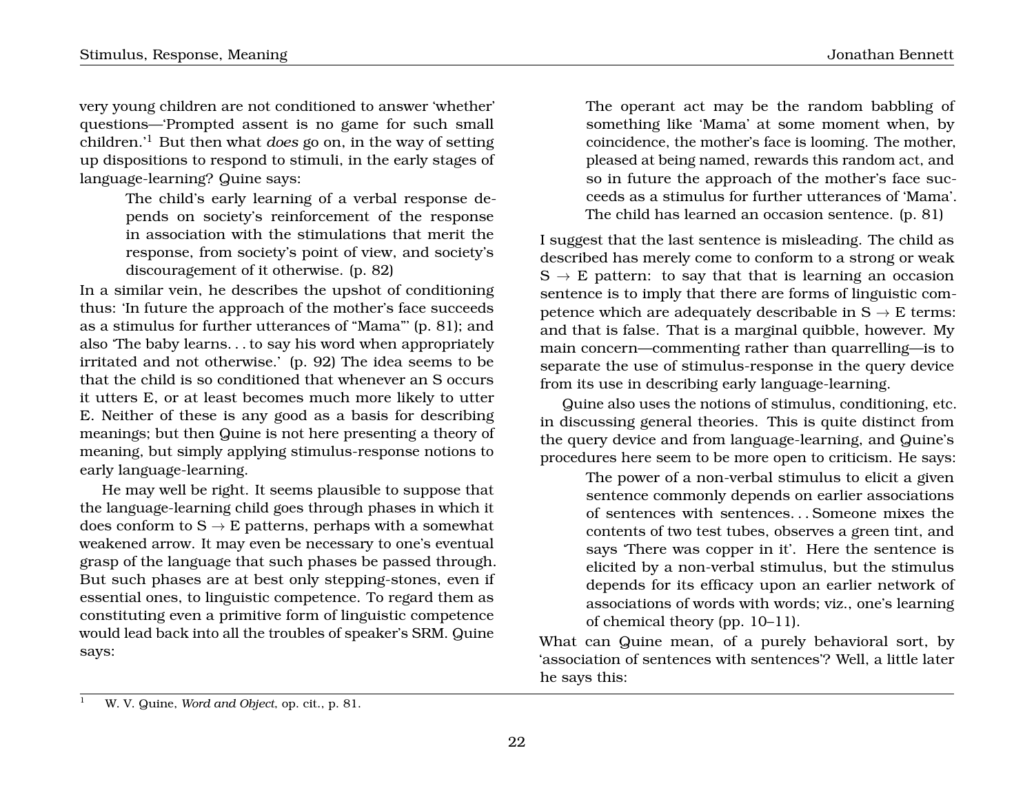very young children are not conditioned to answer 'whether' questions—'Prompted assent is no game for such small children.'[1] But then what *does* go on, in the way of setting up dispositions to respond to stimuli, in the early stages of language-learning? Quine says:

> The child's early learning of a verbal response depends on society's reinforcement of the response in association with the stimulations that merit the response, from society's point of view, and society's discouragement of it otherwise. (p. 82)

In a similar vein, he describes the upshot of conditioning thus: 'In future the approach of the mother's face succeeds as a stimulus for further utterances of "Mama"' (p. 81); and also 'The baby learns. . . to say his word when appropriately irritated and not otherwise.' (p. 92) The idea seems to be that the child is so conditioned that whenever an S occurs it utters E, or at least becomes much more likely to utter E. Neither of these is any good as a basis for describing meanings; but then Quine is not here presenting a theory of meaning, but simply applying stimulus-response notions to early language-learning.

He may well be right. It seems plausible to suppose that the language-learning child goes through phases in which it does conform to S $\rightarrow$ E patterns, perhaps with a somewhat weakened arrow. It may even be necessary to one's eventual grasp of the language that such phases be passed through. But such phases are at best only stepping-stones, even if essential ones, to linguistic competence. To regard them as constituting even a primitive form of linguistic competence would lead back into all the troubles of speaker's SRM. Quine says:

> The operant act may be the random babbling of something like 'Mama' at some moment when, by coincidence, the mother's face is looming. The mother, pleased at being named, rewards this random act, and so in future the approach of the mother's face succeeds as a stimulus for further utterances of 'Mama'. The child has learned an occasion sentence. (p. 81)

I suggest that the last sentence is misleading. The child as described has merely come to conform to a strong or weak S $\rightarrow$ E pattern: to say that that is learning an occasion sentence is to imply that there are forms of linguistic competence which are adequately describable in S $\rightarrow$ E terms: and that is false. That is a marginal quibble, however. My main concern—commenting rather than quarrelling—is to separate the use of stimulus-response in the query device from its use in describing early language-learning.

Quine also uses the notions of stimulus, conditioning, etc. in discussing general theories. This is quite distinct from the query device and from language-learning, and Quine's procedures here seem to be more open to criticism. He says:

> The power of a non-verbal stimulus to elicit a given sentence commonly depends on earlier associations of sentences with sentences. . . Someone mixes the contents of two test tubes, observes a green tint, and says 'There was copper in it'. Here the sentence is elicited by a non-verbal stimulus, but the stimulus depends for its efficacy upon an earlier network of associations of words with words; viz., one's learning of chemical theory (pp. 10–11).

What can Quine mean, of a purely behavioral sort, by 'association of sentences with sentences'? Well, a little later he says this:

[1] W. V. Quine, *Word and Object*, op. cit., p. 81.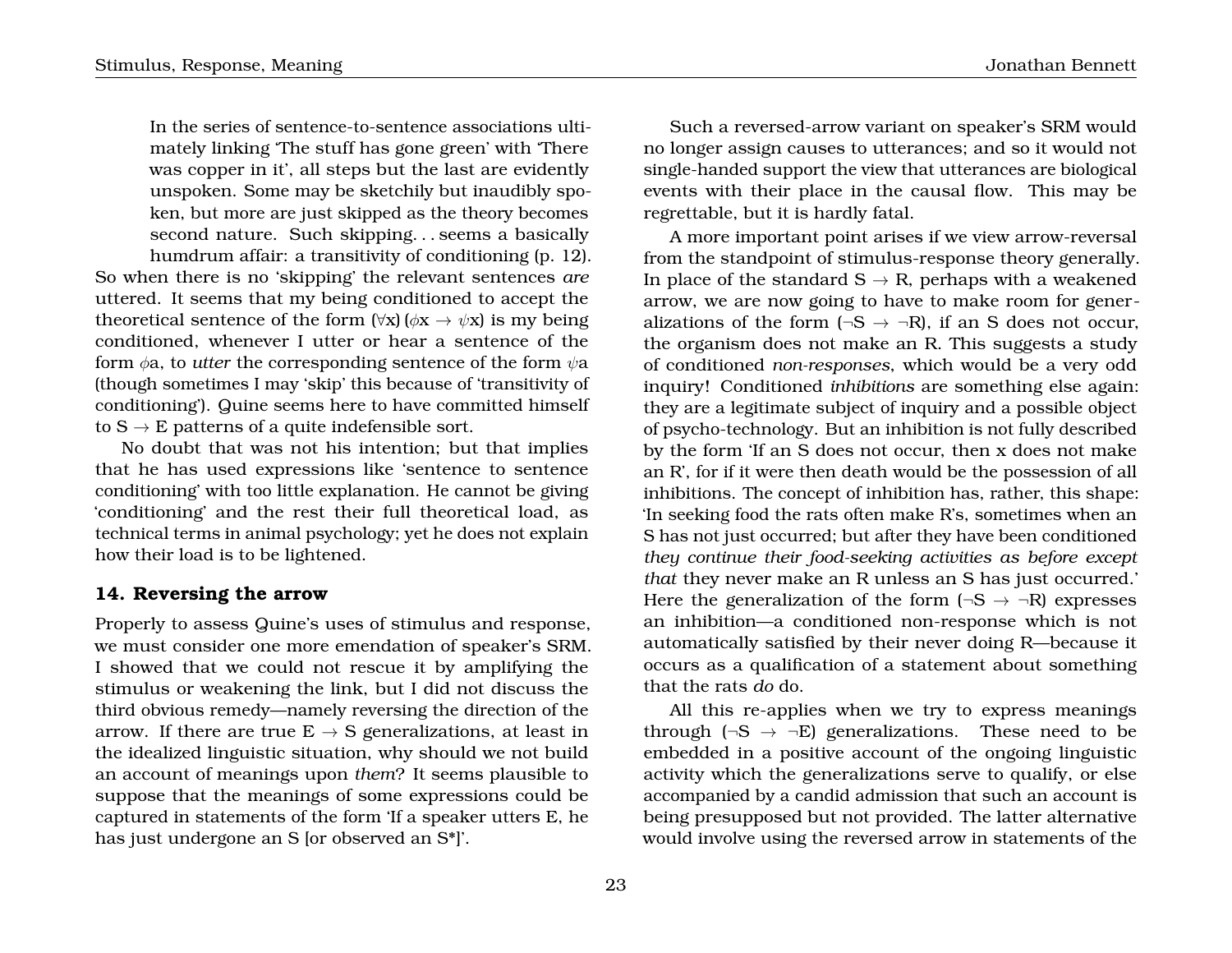> In the series of sentence-to-sentence associations ultimately linking 'The stuff has gone green' with 'There was copper in it', all steps but the last are evidently unspoken. Some may be sketchily but inaudibly spoken, but more are just skipped as the theory becomes second nature. Such skipping. . . seems a basically humdrum affair: a transitivity of conditioning (p. 12).

So when there is no 'skipping' the relevant sentences *are* uttered. It seems that my being conditioned to accept the theoretical sentence of the form $(\forall x)\,(\phi x \rightarrow \psi x)$ is my being conditioned, whenever I utter or hear a sentence of the form $\phi a$, to *utter* the corresponding sentence of the form $\psi a$ (though sometimes I may 'skip' this because of 'transitivity of conditioning'). Quine seems here to have committed himself to $S \rightarrow E$ patterns of a quite indefensible sort.

No doubt that was not his intention; but that implies that he has used expressions like 'sentence to sentence conditioning' with too little explanation. He cannot be giving 'conditioning' and the rest their full theoretical load, as technical terms in animal psychology; yet he does not explain how their load is to be lightened.

## 14. Reversing the arrow

Properly to assess Quine's uses of stimulus and response, we must consider one more emendation of speaker's SRM. I showed that we could not rescue it by amplifying the stimulus or weakening the link, but I did not discuss the third obvious remedy—namely reversing the direction of the arrow. If there are true $E \rightarrow S$ generalizations, at least in the idealized linguistic situation, why should we not build an account of meanings upon *them*? It seems plausible to suppose that the meanings of some expressions could be captured in statements of the form 'If a speaker utters E, he has just undergone an S [or observed an S*]'.

Such a reversed-arrow variant on speaker's SRM would no longer assign causes to utterances; and so it would not single-handed support the view that utterances are biological events with their place in the causal flow. This may be regrettable, but it is hardly fatal.

A more important point arises if we view arrow-reversal from the standpoint of stimulus-response theory generally. In place of the standard $S \rightarrow R$, perhaps with a weakened arrow, we are now going to have to make room for generalizations of the form $(\neg S \rightarrow \neg R)$, if an S does not occur, the organism does not make an R. This suggests a study of conditioned *non-responses*, which would be a very odd inquiry! Conditioned *inhibitions* are something else again: they are a legitimate subject of inquiry and a possible object of psycho-technology. But an inhibition is not fully described by the form 'If an S does not occur, then x does not make an R', for if it were then death would be the possession of all inhibitions. The concept of inhibition has, rather, this shape: 'In seeking food the rats often make R's, sometimes when an S has not just occurred; but after they have been conditioned *they continue their food-seeking activities as before except that* they never make an R unless an S has just occurred.' Here the generalization of the form $(\neg S \rightarrow \neg R)$ expresses an inhibition—a conditioned non-response which is not automatically satisfied by their never doing R—because it occurs as a qualification of a statement about something that the rats *do* do.

All this re-applies when we try to express meanings through $(\neg S \rightarrow \neg E)$ generalizations. These need to be embedded in a positive account of the ongoing linguistic activity which the generalizations serve to qualify, or else accompanied by a candid admission that such an account is being presupposed but not provided. The latter alternative would involve using the reversed arrow in statements of the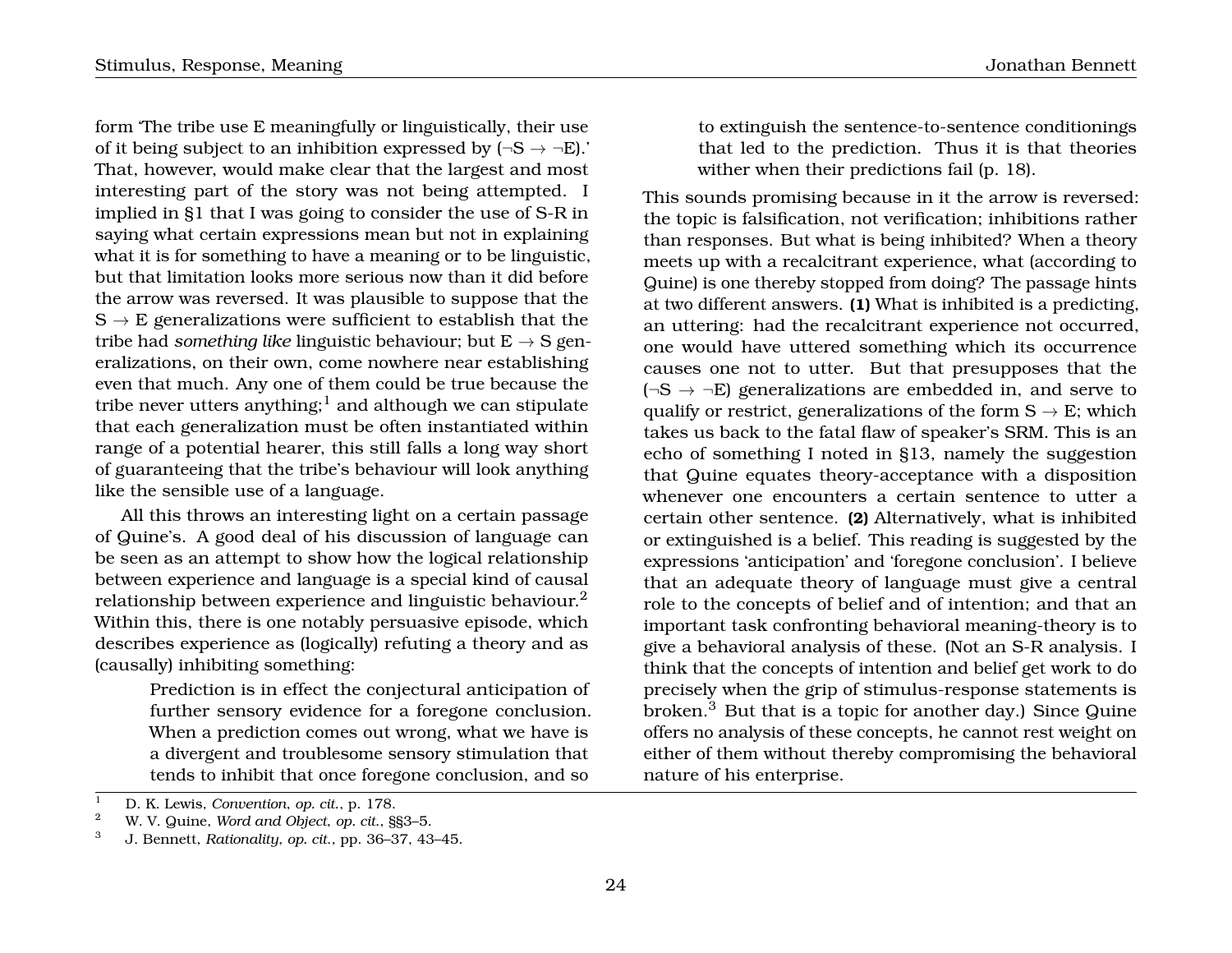form 'The tribe use E meaningfully or linguistically, their use of it being subject to an inhibition expressed by ($\neg$S $\rightarrow$ $\neg$E).' That, however, would make clear that the largest and most interesting part of the story was not being attempted. I implied in §1 that I was going to consider the use of S-R in saying what certain expressions mean but not in explaining what it is for something to have a meaning or to be linguistic, but that limitation looks more serious now than it did before the arrow was reversed. It was plausible to suppose that the S $\rightarrow$ E generalizations were sufficient to establish that the tribe had *something like* linguistic behaviour; but E $\rightarrow$ S generalizations, on their own, come nowhere near establishing even that much. Any one of them could be true because the tribe never utters anything;[1] and although we can stipulate that each generalization must be often instantiated within range of a potential hearer, this still falls a long way short of guaranteeing that the tribe's behaviour will look anything like the sensible use of a language.

All this throws an interesting light on a certain passage of Quine's. A good deal of his discussion of language can be seen as an attempt to show how the logical relationship between experience and language is a special kind of causal relationship between experience and linguistic behaviour.[2] Within this, there is one notably persuasive episode, which describes experience as (logically) refuting a theory and as (causally) inhibiting something:

> Prediction is in effect the conjectural anticipation of further sensory evidence for a foregone conclusion. When a prediction comes out wrong, what we have is a divergent and troublesome sensory stimulation that tends to inhibit that once foregone conclusion, and so to extinguish the sentence-to-sentence conditionings that led to the prediction. Thus it is that theories wither when their predictions fail (p. 18).

This sounds promising because in it the arrow is reversed: the topic is falsification, not verification; inhibitions rather than responses. But what is being inhibited? When a theory meets up with a recalcitrant experience, what (according to Quine) is one thereby stopped from doing? The passage hints at two different answers. **(1)** What is inhibited is a predicting, an uttering: had the recalcitrant experience not occurred, one would have uttered something which its occurrence causes one not to utter. But that presupposes that the ($\neg$S $\rightarrow$ $\neg$E) generalizations are embedded in, and serve to qualify or restrict, generalizations of the form S $\rightarrow$ E; which takes us back to the fatal flaw of speaker's SRM. This is an echo of something I noted in §13, namely the suggestion that Quine equates theory-acceptance with a disposition whenever one encounters a certain sentence to utter a certain other sentence. **(2)** Alternatively, what is inhibited or extinguished is a belief. This reading is suggested by the expressions 'anticipation' and 'foregone conclusion'. I believe that an adequate theory of language must give a central role to the concepts of belief and of intention; and that an important task confronting behavioral meaning-theory is to give a behavioral analysis of these. (Not an S-R analysis. I think that the concepts of intention and belief get work to do precisely when the grip of stimulus-response statements is broken.[3] But that is a topic for another day.) Since Quine offers no analysis of these concepts, he cannot rest weight on either of them without thereby compromising the behavioral nature of his enterprise.

---

[1] D. K. Lewis, *Convention*, *op. cit.*, p. 178.

[2] W. V. Quine, *Word and Object*, *op. cit.*, §§3–5.

[3] J. Bennett, *Rationality*, *op. cit.*, pp. 36–37, 43–45.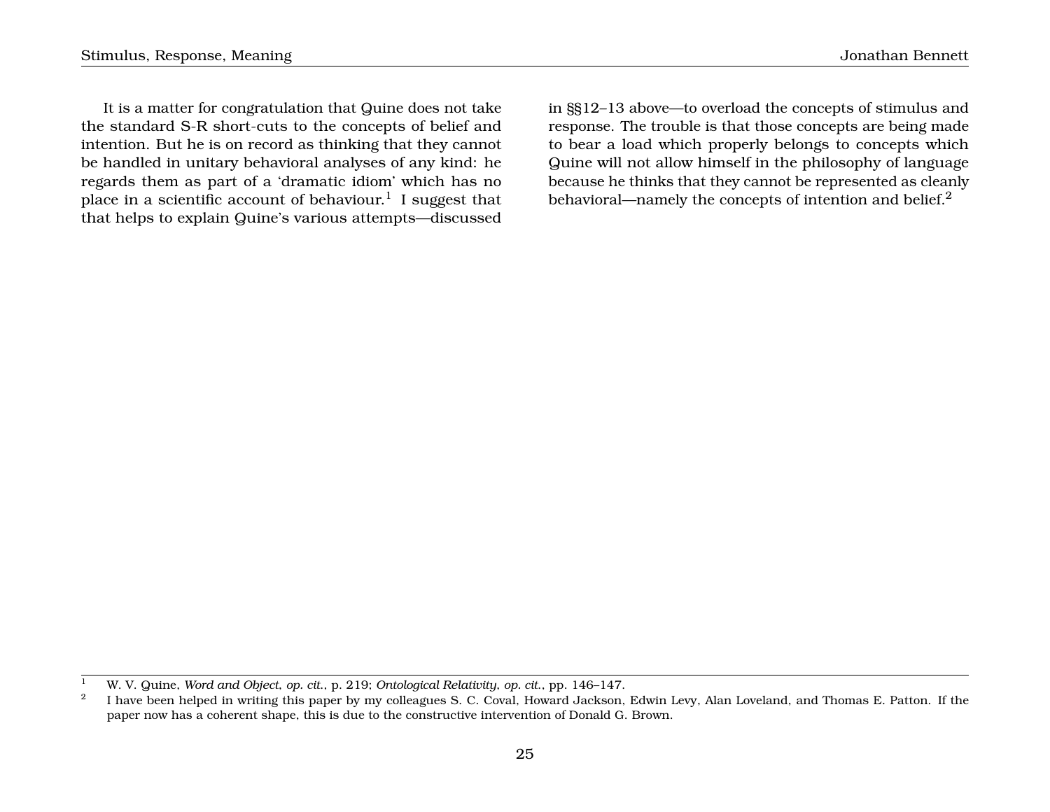It is a matter for congratulation that Quine does not take the standard S-R short-cuts to the concepts of belief and intention. But he is on record as thinking that they cannot be handled in unitary behavioral analyses of any kind: he regards them as part of a 'dramatic idiom' which has no place in a scientific account of behaviour.[1] I suggest that that helps to explain Quine's various attempts—discussed in §§12–13 above—to overload the concepts of stimulus and response. The trouble is that those concepts are being made to bear a load which properly belongs to concepts which Quine will not allow himself in the philosophy of language because he thinks that they cannot be represented as cleanly behavioral—namely the concepts of intention and belief.[2]

---

[1] W. V. Quine, *Word and Object*, *op. cit.*, p. 219; *Ontological Relativity*, *op. cit.*, pp. 146–147.

[2] I have been helped in writing this paper by my colleagues S. C. Coval, Howard Jackson, Edwin Levy, Alan Loveland, and Thomas E. Patton. If the paper now has a coherent shape, this is due to the constructive intervention of Donald G. Brown.